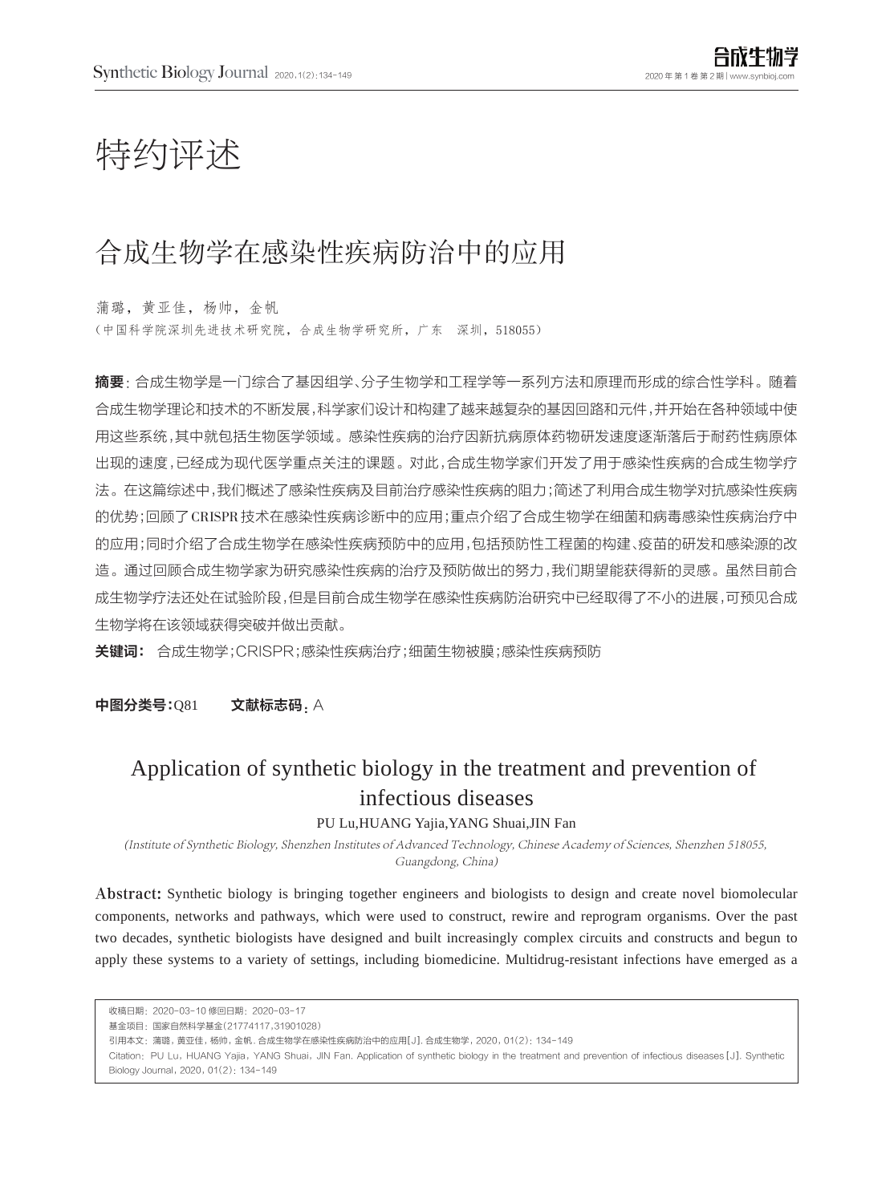# 特约评述

## 合成生物学在感染性疾病防治中的应用

蒲璐，黄亚佳，杨帅，金帆

（中国科学院深圳先进技术研究院，合成生物学研究所，广东　深圳，518055）

**摘要**：合成生物学是一门综合了基因组学、分子生物学和工程学等一系列方法和原理而形成的综合性学科。随着合成生物学理论和技术的不断发展，科学家们设计和构建了越来越复杂的基因回路和元件，并开始在各种领域中使用这些系统，其中就包括生物医学领域。感染性疾病的治疗因新抗病原体药物研发速度逐渐落后于耐药性病原体出现的速度，已经成为现代医学重点关注的课题。对此，合成生物学家们开发了用于感染性疾病的合成生物学疗法。在这篇综述中，我们概述了感染性疾病及目前治疗感染性疾病的阻力；简述了利用合成生物学对抗感染性疾病的优势；回顾了CRISPR技术在感染性疾病诊断中的应用；重点介绍了合成生物学在细菌和病毒感染性疾病治疗中的应用；同时介绍了合成生物学在感染性疾病预防中的应用，包括预防性工程菌的构建、疫苗的研发和感染源的改造。通过回顾合成生物学家为研究感染性疾病的治疗及预防做出的努力，我们期望能获得新的灵感。虽然目前合成生物学疗法还处在试验阶段，但是目前合成生物学在感染性疾病防治研究中已经取得了不小的进展，可预见合成生物学将在该领域获得突破并做出贡献。

**关键词**：合成生物学；CRISPR；感染性疾病治疗；细菌生物被膜；感染性疾病预防

**中图分类号**：Q81　　**文献标志码**：A

## Application of synthetic biology in the treatment and prevention of infectious diseases

PU Lu, HUANG Yajia, YANG Shuai, JIN Fan

*(Institute of Synthetic Biology, Shenzhen Institutes of Advanced Technology, Chinese Academy of Sciences, Shenzhen 518055, Guangdong, China)*

**Abstract:** Synthetic biology is bringing together engineers and biologists to design and create novel biomolecular components, networks and pathways, which were used to construct, rewire and reprogram organisms. Over the past two decades, synthetic biologists have designed and built increasingly complex circuits and constructs and begun to apply these systems to a variety of settings, including biomedicine. Multidrug-resistant infections have emerged as a

---

收稿日期：2020-03-10 修回日期：2020-03-17

基金项目：国家自然科学基金(21774117,31901028)

引用本文：蒲璐，黄亚佳，杨帅，金帆. 合成生物学在感染性疾病防治中的应用[J]. 合成生物学，2020，01(2)：134-149

Citation：PU Lu，HUANG Yajia，YANG Shuai，JIN Fan. Application of synthetic biology in the treatment and prevention of infectious diseases[J]. Synthetic Biology Journal，2020，01(2)：134-149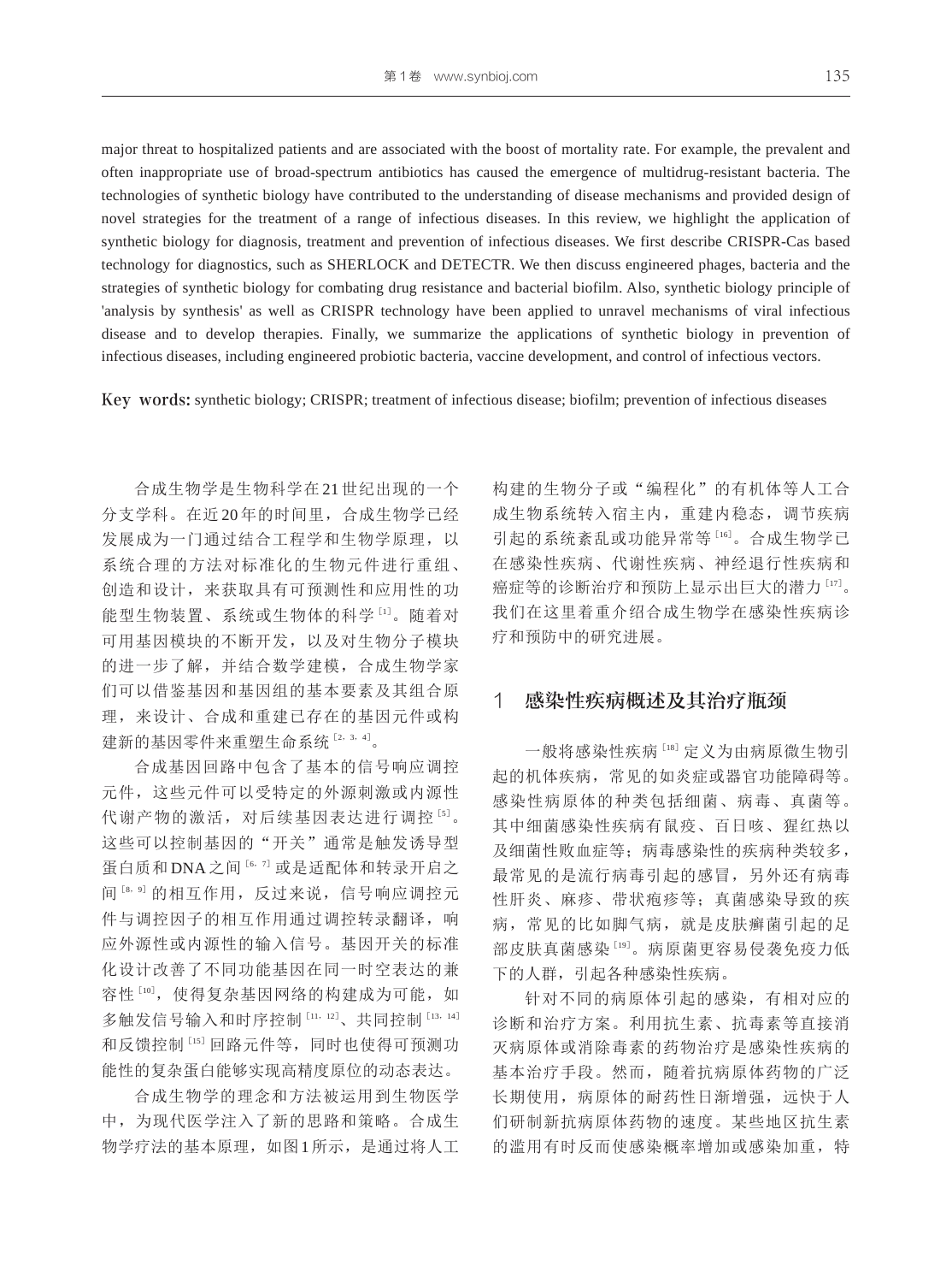major threat to hospitalized patients and are associated with the boost of mortality rate. For example, the prevalent and often inappropriate use of broad-spectrum antibiotics has caused the emergence of multidrug-resistant bacteria. The technologies of synthetic biology have contributed to the understanding of disease mechanisms and provided design of novel strategies for the treatment of a range of infectious diseases. In this review, we highlight the application of synthetic biology for diagnosis, treatment and prevention of infectious diseases. We first describe CRISPR-Cas based technology for diagnostics, such as SHERLOCK and DETECTR. We then discuss engineered phages, bacteria and the strategies of synthetic biology for combating drug resistance and bacterial biofilm. Also, synthetic biology principle of 'analysis by synthesis' as well as CRISPR technology have been applied to unravel mechanisms of viral infectious disease and to develop therapies. Finally, we summarize the applications of synthetic biology in prevention of infectious diseases, including engineered probiotic bacteria, vaccine development, and control of infectious vectors.

**Key words:** synthetic biology; CRISPR; treatment of infectious disease; biofilm; prevention of infectious diseases

合成生物学是生物科学在21世纪出现的一个分支学科。在近20年的时间里，合成生物学已经发展成为一门通过结合工程学和生物学原理，以系统合理的方法对标准化的生物元件进行重组、创造和设计，来获取具有可预测性和应用性的功能型生物装置、系统或生物体的科学[1]。随着对可用基因模块的不断开发，以及对生物分子模块的进一步了解，并结合数学建模，合成生物学家们可以借鉴基因和基因组的基本要素及其组合原理，来设计、合成和重建已存在的基因元件或构建新的基因零件来重塑生命系统[2, 3, 4]。

合成基因回路中包含了基本的信号响应调控元件，这些元件可以受特定的外源刺激或内源性代谢产物的激活，对后续基因表达进行调控[5]。这些可以控制基因的"开关"通常是触发诱导型蛋白质和DNA之间[6, 7]或是适配体和转录开启之间[8, 9]的相互作用，反过来说，信号响应调控元件与调控因子的相互作用通过调控转录翻译，响应外源性或内源性的输入信号。基因开关的标准化设计改善了不同功能基因在同一时空表达的兼容性[10]，使得复杂基因网络的构建成为可能，如多触发信号输入和时序控制[11, 12]、共同控制[13, 14]和反馈控制[15]回路元件等，同时也使得可预测功能性的复杂蛋白能够实现高精度原位的动态表达。

合成生物学的理念和方法被运用到生物医学中，为现代医学注入了新的思路和策略。合成生物学疗法的基本原理，如图1所示，是通过将人工构建的生物分子或"编程化"的有机体等人工合成生物系统转入宿主内，重建内稳态，调节疾病引起的系统紊乱或功能异常等[16]。合成生物学已在感染性疾病、代谢性疾病、神经退行性疾病和癌症等的诊断治疗和预防上显示出巨大的潜力[17]。我们在这里着重介绍合成生物学在感染性疾病诊疗和预防中的研究进展。

## 1 感染性疾病概述及其治疗瓶颈

一般将感染性疾病[18]定义为由病原微生物引起的机体疾病，常见的如炎症或器官功能障碍等。感染性病原体的种类包括细菌、病毒、真菌等。其中细菌感染性疾病有鼠疫、百日咳、猩红热以及细菌性败血症等；病毒感染性的疾病种类较多，最常见的是流行病毒引起的感冒，另外还有病毒性肝炎、麻疹、带状疱疹等；真菌感染导致的疾病，常见的比如脚气病，就是皮肤癣菌引起的足部皮肤真菌感染[19]。病原菌更容易侵袭免疫力低下的人群，引起各种感染性疾病。

针对不同的病原体引起的感染，有相对应的诊断和治疗方案。利用抗生素、抗毒素等直接消灭病原体或消除毒素的药物治疗是感染性疾病的基本治疗手段。然而，随着抗病原体药物的广泛长期使用，病原体的耐药性日渐增强，远快于人们研制新抗病原体药物的速度。某些地区抗生素的滥用有时反而使感染概率增加或感染加重，特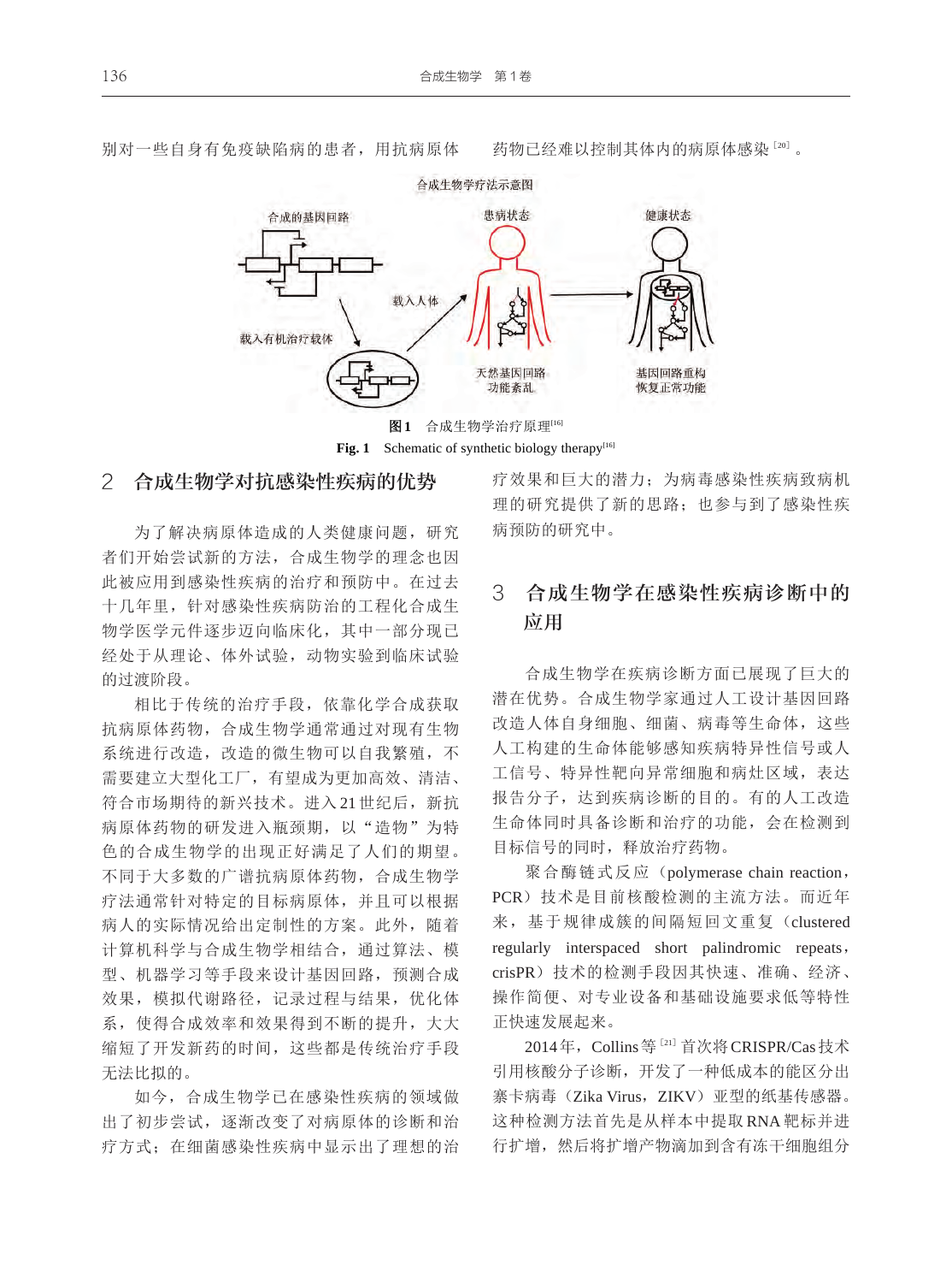别对一些自身有免疫缺陷病的患者，用抗病原体药物已经难以控制其体内的病原体感染[20]。

图1　合成生物学治疗原理[16]

Fig. 1　Schematic of synthetic biology therapy[16]

## 2　合成生物学对抗感染性疾病的优势

为了解决病原体造成的人类健康问题，研究者们开始尝试新的方法，合成生物学的理念也因此被应用到感染性疾病的治疗和预防中。在过去十几年里，针对感染性疾病防治的工程化合成生物学医学元件逐步迈向临床化，其中一部分现已经处于从理论、体外试验，动物实验到临床试验的过渡阶段。

相比于传统的治疗手段，依靠化学合成获取抗病原体药物，合成生物学通常通过对现有生物系统进行改造，改造的微生物可以自我繁殖，不需要建立大型化工厂，有望成为更加高效、清洁、符合市场期待的新兴技术。进入21世纪后，新抗病原体药物的研发进入瓶颈期，以“造物”为特色的合成生物学的出现正好满足了人们的期望。不同于大多数的广谱抗病原体药物，合成生物学疗法通常针对特定的目标病原体，并且可以根据病人的实际情况给出定制性的方案。此外，随着计算机科学与合成生物学相结合，通过算法、模型、机器学习等手段来设计基因回路，预测合成效果，模拟代谢路径，记录过程与结果，优化体系，使得合成效率和效果得到不断的提升，大大缩短了开发新药的时间，这些都是传统治疗手段无法比拟的。

如今，合成生物学已在感染性疾病的领域做出了初步尝试，逐渐改变了对病原体的诊断和治疗方式；在细菌感染性疾病中显示出了理想的治疗效果和巨大的潜力；为病毒感染性疾病致病机理的研究提供了新的思路；也参与到了感染性疾病预防的研究中。

## 3　合成生物学在感染性疾病诊断中的应用

合成生物学在疾病诊断方面已展现了巨大的潜在优势。合成生物学家通过人工设计基因回路改造人体自身细胞、细菌、病毒等生命体，这些人工构建的生命体能够感知疾病特异性信号或人工信号、特异性靶向异常细胞和病灶区域，表达报告分子，达到疾病诊断的目的。有的人工改造生命体同时具备诊断和治疗的功能，会在检测到目标信号的同时，释放治疗药物。

聚合酶链式反应（polymerase chain reaction，PCR）技术是目前核酸检测的主流方法。而近年来，基于规律成簇的间隔短回文重复（clustered regularly interspaced short palindromic repeats，crisPR）技术的检测手段因其快速、准确、经济、操作简便、对专业设备和基础设施要求低等特性正快速发展起来。

2014年，Collins等[21]首次将CRISPR/Cas技术引用核酸分子诊断，开发了一种低成本的能区分出寨卡病毒（Zika Virus，ZIKV）亚型的纸基传感器。这种检测方法首先是从样本中提取RNA靶标并进行扩增，然后将扩增产物滴加到含有冻干细胞组分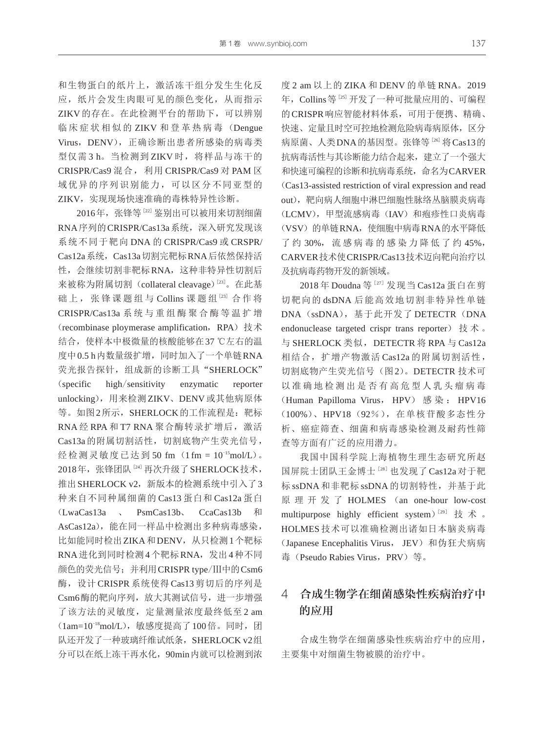和生物蛋白的纸片上，激活冻干组分发生生化反应，纸片会发生肉眼可见的颜色变化，从而指示ZIKV的存在。在此检测平台的帮助下，可以辨别临床症状相似的ZIKV和登革热病毒（Dengue Virus，DENV），正确诊断出患者所感染的病毒类型仅需3 h。当检测到ZIKV时，将样品与冻干的CRISPR/Cas9混合，利用CRISPR/Cas9对PAM区域优异的序列识别能力，可以区分不同亚型的ZIKV，实现现场快速准确的毒株特异性诊断。

2016年，张锋等[22]鉴别出可以被用来切割细菌RNA序列的CRISPR/Cas13a系统，深入研究发现该系统不同于靶向DNA的CRISPR/Cas9或CRSPR/Cas12a系统，Cas13a切割完靶标RNA后依然保持活性，会继续切割非靶标RNA，这种非特异性切割后来被称为附属切割（collateral cleavage）[23]。在此基础上，张锋课题组与Collins课题组[23]合作将CRISPR/Cas13a系统与重组酶聚合酶等温扩增（recombinase ploymerase amplification，RPA）技术结合，使样本中极微量的核酸能够在37 ℃左右的温度中0.5 h内数量级扩增，同时加入了一个单链RNA荧光报告探针，组成新的诊断工具“SHERLOCK”（specific high/sensitivity enzymatic reporter unlocking），用来检测ZIKV、DENV或其他病原体等。如图2所示，SHERLOCK的工作流程是：靶标RNA经RPA和T7 RNA聚合酶转录扩增后，激活Cas13a的附属切割活性，切割底物产生荧光信号，经检测灵敏度已达到50 fm（$1\ fm = 10^{-15}$mol/L）。2018年，张锋团队[24]再次升级了SHERLOCK技术，推出SHERLOCK v2，新版本的检测系统中引入了3种来自不同种属细菌的Cas13蛋白和Cas12a蛋白（LwaCas13a、PsmCas13b、CcaCas13b和AsCas12a），能在同一样品中检测出多种病毒感染，比如能同时检出ZIKA和DENV，从只检测1个靶标RNA进化到同时检测4个靶标RNA，发出4种不同颜色的荧光信号；并利用CRISPR type/Ⅲ中的Csm6酶，设计CRISPR系统使得Cas13剪切后的序列是Csm6酶的靶向序列，放大其测试信号，进一步增强了该方法的灵敏度，定量测量浓度最终低至2 am（$1am=10^{-18}$mol/L），敏感度提高了100倍。同时，团队还开发了一种玻璃纤维试纸条，SHERLOCK v2组分可以在纸上冻干再水化，90min内就可以检测到浓度2 am以上的ZIKA和DENV的单链RNA。2019年，Collins等[25]开发了一种可批量应用的、可编程的CRISPR响应智能材料体系，可用于便携、精确、快速、定量且时空可控地检测危险病毒病原体，区分病原菌、人类DNA的基因型。张锋等[26]将Cas13的抗病毒活性与其诊断能力结合起来，建立了一个强大和快速可编程的诊断和抗病毒系统，命名为CARVER（Cas13-assisted restriction of viral expression and read out），靶向病人细胞中淋巴细胞性脉络丛脑膜炎病毒（LCMV），甲型流感病毒（IAV）和疱疹性口炎病毒（VSV）的单链RNA，使细胞中病毒RNA的水平降低了约30%，流感病毒的感染力降低了约45%，CARVER技术使CRISPR/Cas13技术迈向靶向治疗以及抗病毒药物开发的新领域。

2018年Doudna等[27]发现当Cas12a蛋白在剪切靶向的dsDNA后能高效地切割非特异性单链DNA（ssDNA），基于此开发了DETECTR（DNA endonuclease targeted crispr trans reporter）技术。与SHERLOCK类似，DETECTR将RPA与Cas12a相结合，扩增产物激活Cas12a的附属切割活性，切割底物产生荧光信号（图2）。DETECTR技术可以准确地检测出是否有高危型人乳头瘤病毒（Human Papilloma Virus，HPV）感染：HPV16（100%）、HPV18（92％），在单核苷酸多态性分析、癌症筛查、细菌和病毒感染检测及耐药性筛查等方面有广泛的应用潜力。

我国中国科学院上海植物生理生态研究所赵国屏院士团队王金博士[28]也发现了Cas12a对于靶标ssDNA和非靶标ssDNA的切割特性，并基于此原理开发了HOLMES（an one-hour low-cost multipurpose highly efficient system）[29]技术。HOLMES技术可以准确检测出诸如日本脑炎病毒（Japanese Encephalitis Virus，JEV）和伪狂犬病病毒（Pseudo Rabies Virus，PRV）等。

## 4 合成生物学在细菌感染性疾病治疗中的应用

合成生物学在细菌感染性疾病治疗中的应用，主要集中对细菌生物被膜的治疗中。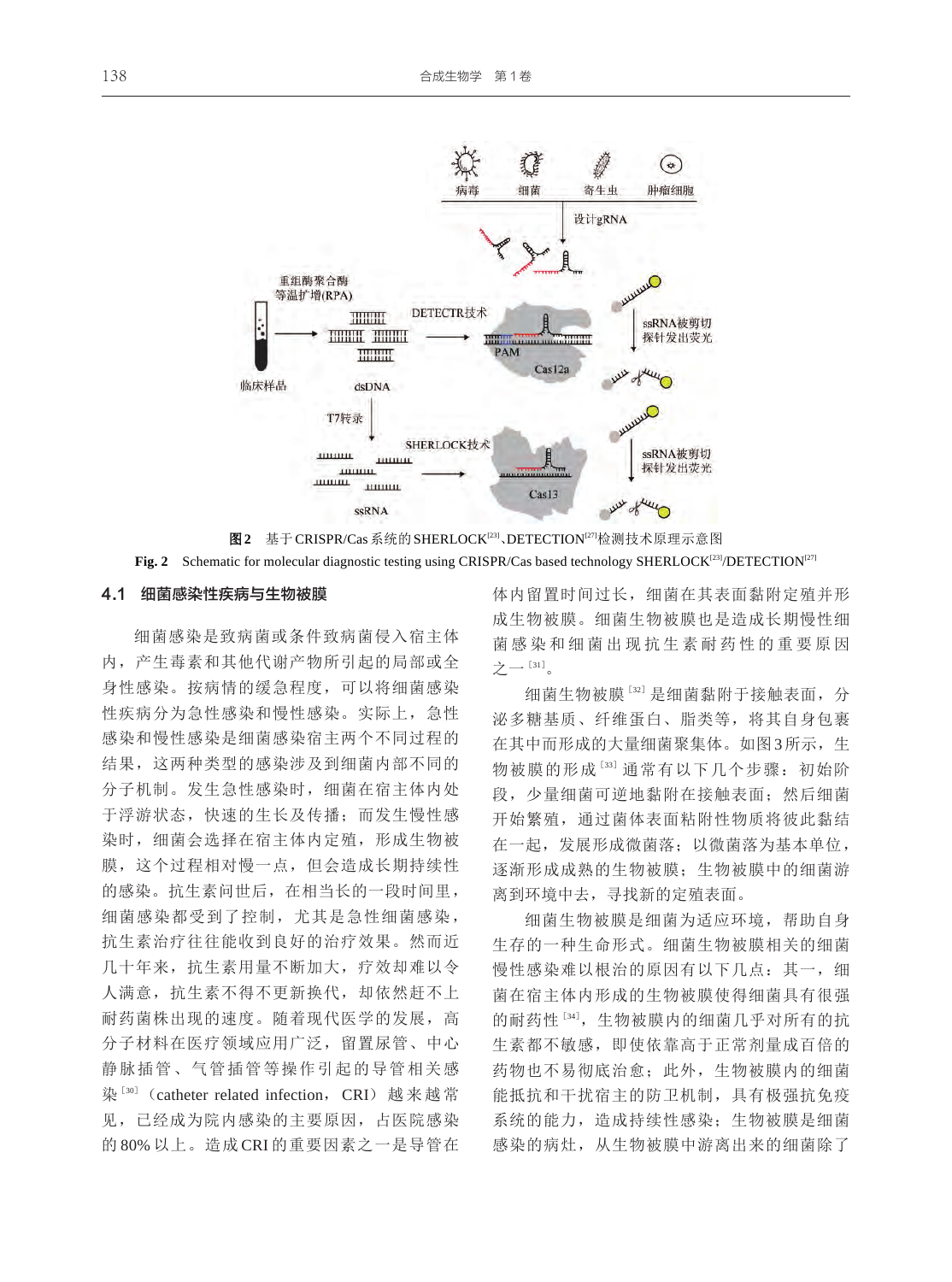**图2** 基于CRISPR/Cas系统的SHERLOCK[23]、DETECTION[27]检测技术原理示意图

**Fig. 2** Schematic for molecular diagnostic testing using CRISPR/Cas based technology SHERLOCK[23]/DETECTION[27]

### 4.1 细菌感染性疾病与生物被膜

细菌感染是致病菌或条件致病菌侵入宿主体内，产生毒素和其他代谢产物所引起的局部或全身性感染。按病情的缓急程度，可以将细菌感染性疾病分为急性感染和慢性感染。实际上，急性感染和慢性感染是细菌感染宿主两个不同过程的结果，这两种类型的感染涉及到细菌内部不同的分子机制。发生急性感染时，细菌在宿主体内处于浮游状态，快速的生长及传播；而发生慢性感染时，细菌会选择在宿主体内定殖，形成生物被膜，这个过程相对慢一点，但会造成长期持续性的感染。抗生素问世后，在相当长的一段时间里，细菌感染都受到了控制，尤其是急性细菌感染，抗生素治疗往往能收到良好的治疗效果。然而近几十年来，抗生素用量不断加大，疗效却难以令人满意，抗生素不得不更新换代，却依然赶不上耐药菌株出现的速度。随着现代医学的发展，高分子材料在医疗领域应用广泛，留置尿管、中心静脉插管、气管插管等操作引起的导管相关感染[30]（catheter related infection，CRI）越来越常见，已经成为院内感染的主要原因，占医院感染的80%以上。造成CRI的重要因素之一是导管在体内留置时间过长，细菌在其表面黏附定殖并形成生物被膜。细菌生物被膜也是造成长期慢性细菌感染和细菌出现抗生素耐药性的重要原因之一[31]。

细菌生物被膜[32]是细菌黏附于接触表面，分泌多糖基质、纤维蛋白、脂类等，将其自身包裹在其中而形成的大量细菌聚集体。如图3所示，生物被膜的形成[33]通常有以下几个步骤：初始阶段，少量细菌可逆地黏附在接触表面；然后细菌开始繁殖，通过菌体表面粘附性物质将彼此黏结在一起，发展形成微菌落；以微菌落为基本单位，逐渐形成成熟的生物被膜；生物被膜中的细菌游离到环境中去，寻找新的定殖表面。

细菌生物被膜是细菌为适应环境，帮助自身生存的一种生命形式。细菌生物被膜相关的细菌慢性感染难以根治的原因有以下几点：其一，细菌在宿主体内形成的生物被膜使得细菌具有很强的耐药性[34]，生物被膜内的细菌几乎对所有的抗生素都不敏感，即使依靠高于正常剂量成百倍的药物也不易彻底治愈；此外，生物被膜内的细菌能抵抗和干扰宿主的防卫机制，具有极强抗免疫系统的能力，造成持续性感染；生物被膜是细菌感染的病灶，从生物被膜中游离出来的细菌除了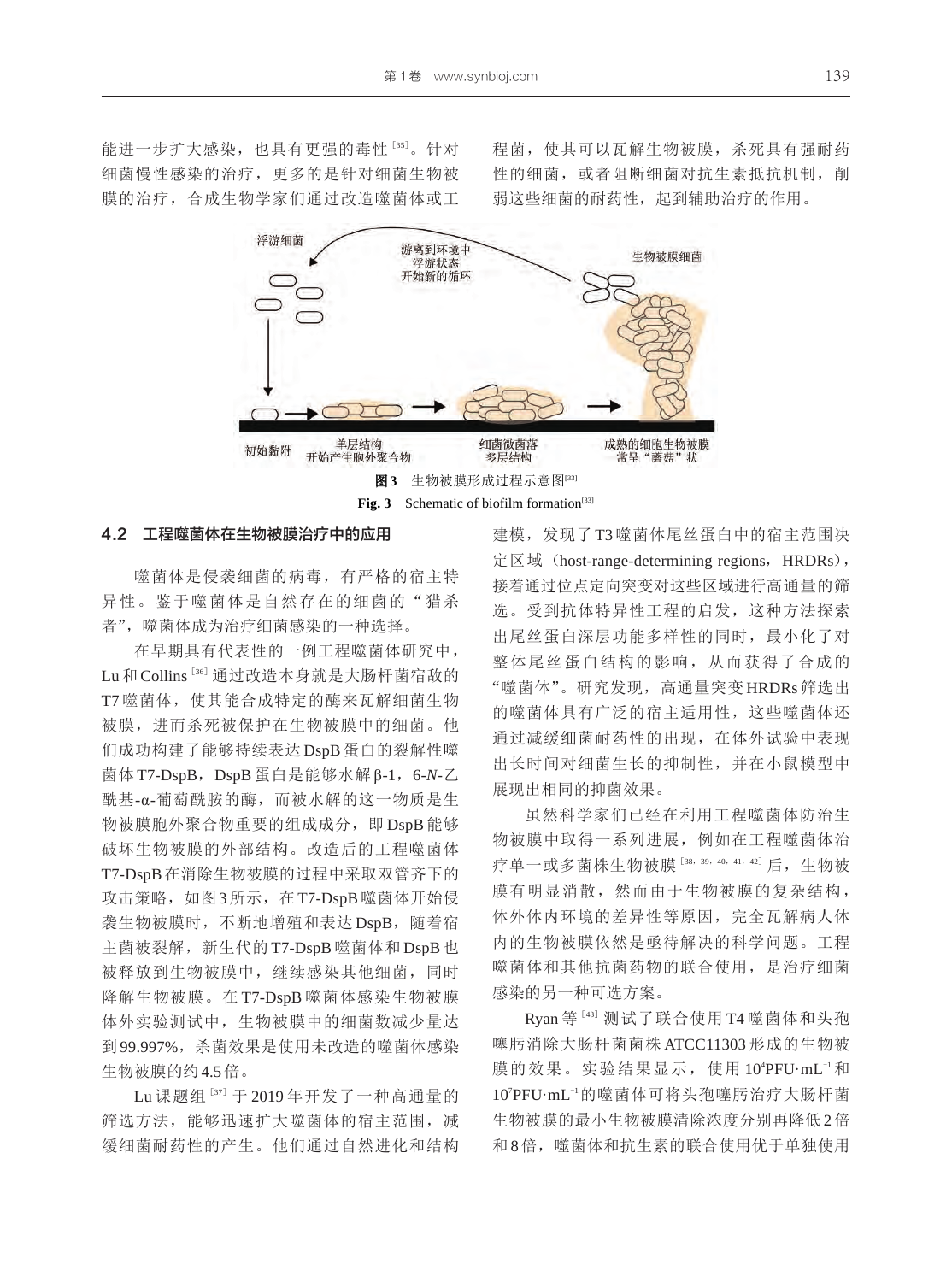能进一步扩大感染，也具有更强的毒性[35]。针对细菌慢性感染的治疗，更多的是针对细菌生物被膜的治疗，合成生物学家们通过改造噬菌体或工程菌，使其可以瓦解生物被膜，杀死具有强耐药性的细菌，或者阻断细菌对抗生素抵抗机制，削弱这些细菌的耐药性，起到辅助治疗的作用。

**图3** 生物被膜形成过程示意图[33]

**Fig. 3** Schematic of biofilm formation[33]

## 4.2 工程噬菌体在生物被膜治疗中的应用

噬菌体是侵袭细菌的病毒，有严格的宿主特异性。鉴于噬菌体是自然存在的细菌的"猎杀者"，噬菌体成为治疗细菌感染的一种选择。

在早期具有代表性的一例工程噬菌体研究中，Lu和Collins[36]通过改造本身就是大肠杆菌宿敌的T7噬菌体，使其能合成特定的酶来瓦解细菌生物被膜，进而杀死被保护在生物被膜中的细菌。他们成功构建了能够持续表达DspB蛋白的裂解性噬菌体T7-DspB，DspB蛋白是能够水解β-1，6-*N*-乙酰基-α-葡萄酰胺的酶，而被水解的这一物质是生物被膜胞外聚合物重要的组成成分，即DspB能够破坏生物被膜的外部结构。改造后的工程噬菌体T7-DspB在消除生物被膜的过程中采取双管齐下的攻击策略，如图3所示，在T7-DspB噬菌体开始侵袭生物被膜时，不断地增殖和表达DspB，随着宿主菌被裂解，新生代的T7-DspB噬菌体和DspB也被释放到生物被膜中，继续感染其他细菌，同时降解生物被膜。在T7-DspB噬菌体感染生物被膜体外实验测试中，生物被膜中的细菌数减少量达到99.997%，杀菌效果是使用未改造的噬菌体感染生物被膜的约4.5倍。

Lu课题组[37]于2019年开发了一种高通量的筛选方法，能够迅速扩大噬菌体的宿主范围，减缓细菌耐药性的产生。他们通过自然进化和结构建模，发现了T3噬菌体尾丝蛋白中的宿主范围决定区域（host-range-determining regions，HRDRs），接着通过位点定向突变对这些区域进行高通量的筛选。受到抗体特异性工程的启发，这种方法探索出尾丝蛋白深层功能多样性的同时，最小化了对整体尾丝蛋白结构的影响，从而获得了合成的"噬菌体"。研究发现，高通量突变HRDRs筛选出的噬菌体具有广泛的宿主适用性，这些噬菌体还通过减缓细菌耐药性的出现，在体外试验中表现出长时间对细菌生长的抑制性，并在小鼠模型中展现出相同的抑菌效果。

虽然科学家们已经在利用工程噬菌体防治生物被膜中取得一系列进展，例如在工程噬菌体治疗单一或多菌株生物被膜[38，39，40，41，42]后，生物被膜有明显消散，然而由于生物被膜的复杂结构，体外体内环境的差异性等原因，完全瓦解病人体内的生物被膜依然是亟待解决的科学问题。工程噬菌体和其他抗菌药物的联合使用，是治疗细菌感染的另一种可选方案。

Ryan等[43]测试了联合使用T4噬菌体和头孢噻肟消除大肠杆菌菌株ATCC11303形成的生物被膜的效果。实验结果显示，使用$10^4$PFU·mL$^{-1}$和$10^7$PFU·mL$^{-1}$的噬菌体可将头孢噻肟治疗大肠杆菌生物被膜的最小生物被膜清除浓度分别再降低2倍和8倍，噬菌体和抗生素的联合使用优于单独使用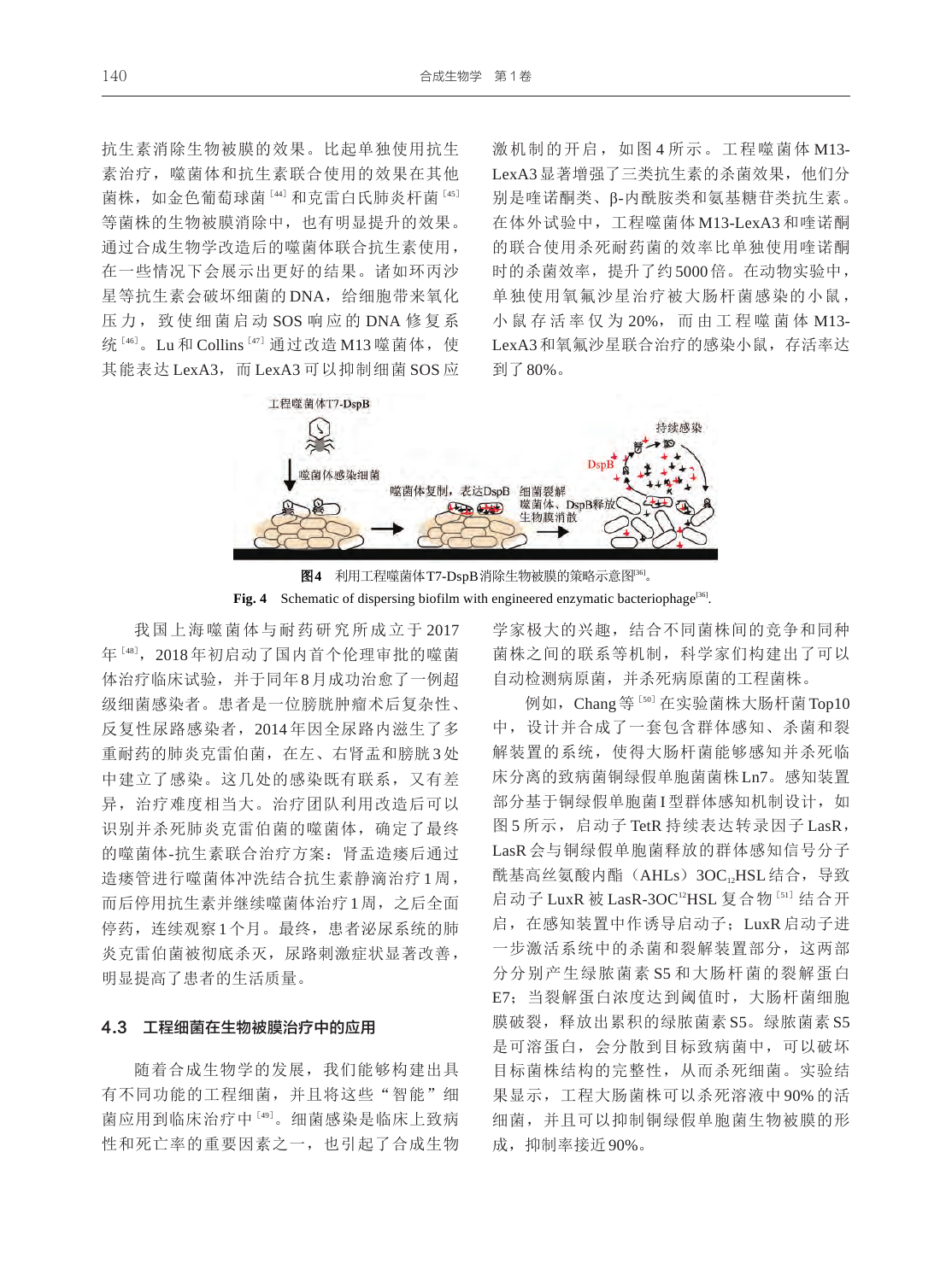抗生素消除生物被膜的效果。比起单独使用抗生素治疗，噬菌体和抗生素联合使用的效果在其他菌株，如金色葡萄球菌[44]和克雷白氏肺炎杆菌[45]等菌株的生物被膜消除中，也有明显提升的效果。通过合成生物学改造后的噬菌体联合抗生素使用，在一些情况下会展示出更好的结果。诸如环丙沙星等抗生素会破坏细菌的DNA，给细胞带来氧化压力，致使细菌启动SOS响应的DNA修复系统[46]。Lu和Collins[47]通过改造M13噬菌体，使其能表达LexA3，而LexA3可以抑制细菌SOS应激机制的开启，如图4所示。工程噬菌体M13-LexA3显著增强了三类抗生素的杀菌效果，他们分别是喹诺酮类、β-内酰胺类和氨基糖苷类抗生素。在体外试验中，工程噬菌体M13-LexA3和喹诺酮的联合使用杀死耐药菌的效率比单独使用喹诺酮时的杀菌效率，提升了约5000倍。在动物实验中，单独使用氧氟沙星治疗被大肠杆菌感染的小鼠，小鼠存活率仅为20%，而由工程噬菌体M13-LexA3和氧氟沙星联合治疗的感染小鼠，存活率达到了80%。

**图4** 利用工程噬菌体T7-DspB消除生物被膜的策略示意图[36]。

**Fig. 4** Schematic of dispersing biofilm with engineered enzymatic bacteriophage[36].

我国上海噬菌体与耐药研究所成立于2017年[48]，2018年初启动了国内首个伦理审批的噬菌体治疗临床试验，并于同年8月成功治愈了一例超级细菌感染者。患者是一位膀胱肿瘤术后复杂性、反复性尿路感染者，2014年因全尿路内滋生了多重耐药的肺炎克雷伯菌，在左、右肾盂和膀胱3处中建立了感染。这几处的感染既有联系，又有差异，治疗难度相当大。治疗团队利用改造后可以识别并杀死肺炎克雷伯菌的噬菌体，确定了最终的噬菌体-抗生素联合治疗方案：肾盂造瘘后通过造瘘管进行噬菌体冲洗结合抗生素静滴治疗1周，而后停用抗生素并继续噬菌体治疗1周，之后全面停药，连续观察1个月。最终，患者泌尿系统的肺炎克雷伯菌被彻底杀灭，尿路刺激症状显著改善，明显提高了患者的生活质量。

### 4.3 工程细菌在生物被膜治疗中的应用

随着合成生物学的发展，我们能够构建出具有不同功能的工程细菌，并且将这些“智能”细菌应用到临床治疗中[49]。细菌感染是临床上致病性和死亡率的重要因素之一，也引起了合成生物学家极大的兴趣，结合不同菌株间的竞争和同种菌株之间的联系等机制，科学家们构建出了可以自动检测病原菌，并杀死病原菌的工程菌株。

例如，Chang等[50]在实验菌株大肠杆菌Top10中，设计并合成了一套包含群体感知、杀菌和裂解装置的系统，使得大肠杆菌能够感知并杀死临床分离的致病菌铜绿假单胞菌菌株Ln7。感知装置部分基于铜绿假单胞菌I型群体感知机制设计，如图5所示，启动子TetR持续表达转录因子LasR，LasR会与铜绿假单胞菌释放的群体感知信号分子酰基高丝氨酸内酯（AHLs）$3OC_{12}HSL$结合，导致启动子LuxR被LasR-$3OC^{12}HSL$复合物[51]结合开启，在感知装置中作诱导启动子；LuxR启动子进一步激活系统中的杀菌和裂解装置部分，这两部分分别产生绿脓菌素S5和大肠杆菌的裂解蛋白E7；当裂解蛋白浓度达到阈值时，大肠杆菌细胞膜破裂，释放出累积的绿脓菌素S5。绿脓菌素S5是可溶蛋白，会分散到目标致病菌中，可以破坏目标菌株结构的完整性，从而杀死细菌。实验结果显示，工程大肠菌株可以杀死溶液中90%的活细菌，并且可以抑制铜绿假单胞菌生物被膜的形成，抑制率接近90%。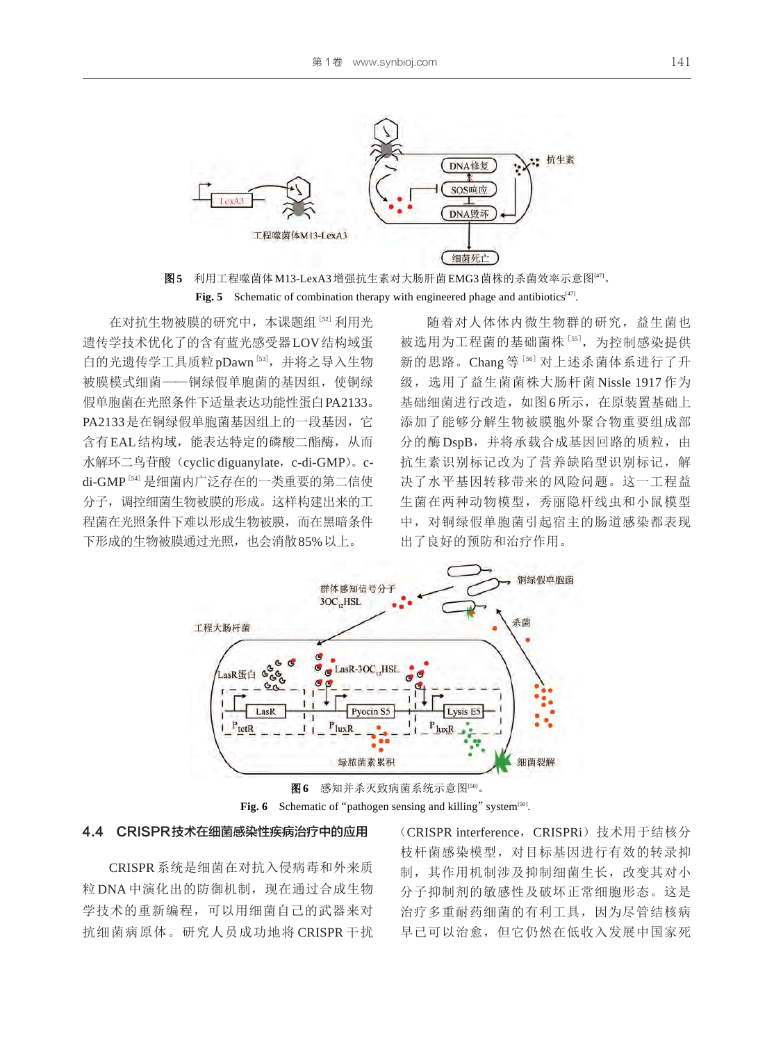图5 利用工程噬菌体M13-LexA3增强抗生素对大肠肝菌EMG3菌株的杀菌效率示意图[47]。

**Fig. 5** Schematic of combination therapy with engineered phage and antibiotics[47].

在对抗生物被膜的研究中，本课题组[52]利用光遗传学技术优化了的含有蓝光感受器LOV结构域蛋白的光遗传学工具质粒pDawn[53]，并将之导入生物被膜模式细菌——铜绿假单胞菌的基因组，使铜绿假单胞菌在光照条件下适量表达功能性蛋白PA2133。PA2133是在铜绿假单胞菌基因组上的一段基因，它含有EAL结构域，能表达特定的磷酸二酯酶，从而水解环二鸟苷酸（cyclic diguanylate，c-di-GMP）。c-di-GMP[54]是细菌内广泛存在的一类重要的第二信使分子，调控细菌生物被膜的形成。这样构建出来的工程菌在光照条件下难以形成生物被膜，而在黑暗条件下形成的生物被膜通过光照，也会消散85%以上。

随着对人体体内微生物群的研究，益生菌也被选用为工程菌的基础菌株[55]，为控制感染提供新的思路。Chang等[56]对上述杀菌体系进行了升级，选用了益生菌株大肠杆菌Nissle 1917作为基础细菌进行改造，如图6所示，在原装置基础上添加了能够分解生物被膜胞外聚合物重要组成部分的酶DspB，并将承载合成基因回路的质粒，由抗生素识别标记改为了营养缺陷型识别标记，解决了水平基因转移带来的风险问题。这一工程益生菌在两种动物模型，秀丽隐杆线虫和小鼠模型中，对铜绿假单胞菌引起宿主的肠道感染都表现出了良好的预防和治疗作用。

图6 感知并杀灭致病菌系统示意图[50]。

**Fig. 6** Schematic of "pathogen sensing and killing" system[50].

## 4.4 CRISPR技术在细菌感染性疾病治疗中的应用

CRISPR系统是细菌在对抗入侵病毒和外来质粒DNA中演化出的防御机制，现在通过合成生物学技术的重新编程，可以用细菌自己的武器来对抗细菌病原体。研究人员成功地将CRISPR干扰（CRISPR interference，CRISPRi）技术用于结核分枝杆菌感染模型，对目标基因进行有效的转录抑制，其作用机制涉及抑制细菌生长，改变其对小分子抑制剂的敏感性及破坏正常细胞形态。这是治疗多重耐药细菌的有利工具，因为尽管结核病早已可以治愈，但它仍然在低收入发展中国家死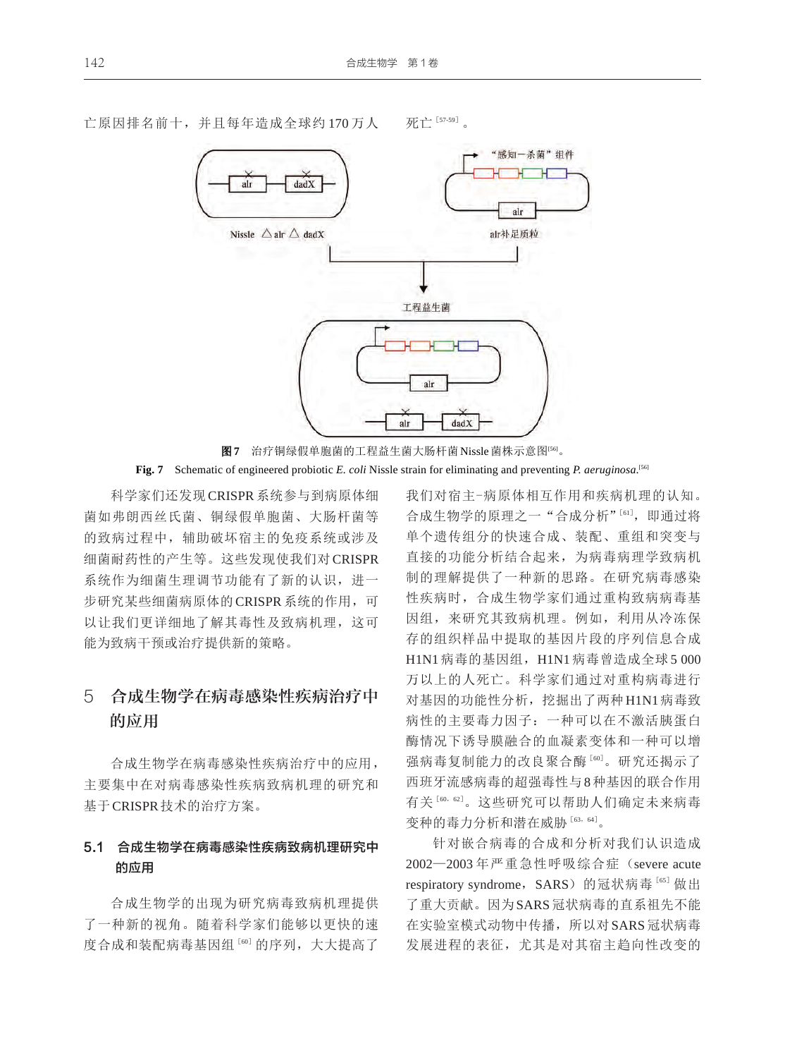亡原因排名前十，并且每年造成全球约170万人死亡[57-59]。

“感知—杀菌”组件

alr

alr 补足质粒

alr dadX

Nissle △alr △dadX

工程益生菌

alr

alr dadX

**图7** 治疗铜绿假单胞菌的工程益生菌大肠杆菌Nissle菌株示意图[56]。

**Fig. 7** Schematic of engineered probiotic *E. coli* Nissle strain for eliminating and preventing *P. aeruginosa*.[56]

科学家们还发现CRISPR系统参与到病原体细菌如弗朗西丝氏菌、铜绿假单胞菌、大肠杆菌等的致病过程中，辅助破坏宿主的免疫系统或涉及细菌耐药性的产生等。这些发现使我们对CRISPR系统作为细菌生理调节功能有了新的认识，进一步研究某些细菌病原体的CRISPR系统的作用，可以让我们更详细地了解其毒性及致病机理，这可能为致病干预或治疗提供新的策略。

## 5 合成生物学在病毒感染性疾病治疗中的应用

合成生物学在病毒感染性疾病治疗中的应用，主要集中在对病毒感染性疾病致病机理的研究和基于CRISPR技术的治疗方案。

### 5.1 合成生物学在病毒感染性疾病致病机理研究中的应用

合成生物学的出现为研究病毒致病机理提供了一种新的视角。随着科学家们能够以更快的速度合成和装配病毒基因组[60]的序列，大大提高了我们对宿主-病原体相互作用和疾病机理的认知。合成生物学的原理之一“合成分析”[61]，即通过将单个遗传组分的快速合成、装配、重组和突变与直接的功能分析结合起来，为病毒病理学致病机制的理解提供了一个新的思路。在研究病毒感染性疾病时，合成生物学家们通过重构致病病毒基因组，来研究其致病机理。例如，利用从冷冻保存的组织样品中提取的基因片段的序列信息合成H1N1病毒的基因组，H1N1病毒曾造成全球5 000万以上的人死亡。科学家们通过对重构病毒进行对基因的功能性分析，挖掘出了两种H1N1病毒致病性的主要毒力因子：一种可以在不激活胰蛋白酶情况下诱导膜融合的血凝素变体和一种可以增强病毒复制能力的改良聚合酶[60]。研究还揭示了西班牙流感病毒的超强毒性与8种基因的联合作用有关[60, 62]。这些研究可以帮助人们确定未来病毒变种的毒力分析和潜在威胁[63, 64]。

针对嵌合病毒的合成和分析对我们认识造成2002—2003年严重急性呼吸综合症（severe acute respiratory syndrome，SARS）的冠状病毒[65]做出了重大贡献。因为SARS冠状病毒的直系祖先不能在实验室模式动物中传播，所以对SARS冠状病毒发展进程的表征，尤其是对其宿主趋向性改变的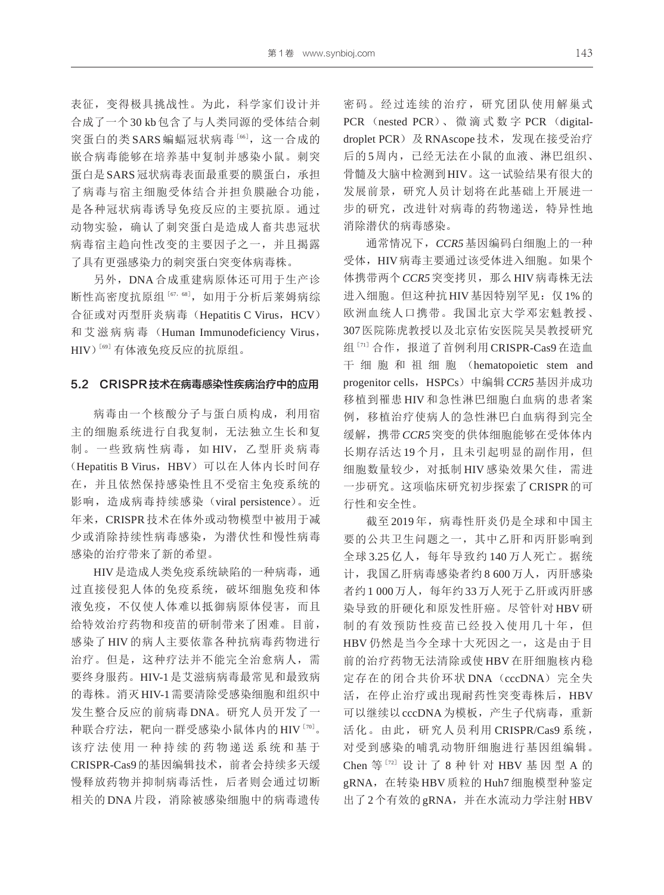表征，变得极具挑战性。为此，科学家们设计并合成了一个30 kb包含了与人类同源的受体结合刺突蛋白的类SARS蝙蝠冠状病毒[66]，这一合成的嵌合病毒能够在培养基中复制并感染小鼠。刺突蛋白是SARS冠状病毒表面最重要的膜蛋白，承担了病毒与宿主细胞受体结合并担负膜融合功能，是各种冠状病毒诱导免疫反应的主要抗原。通过动物实验，确认了刺突蛋白是造成人畜共患冠状病毒宿主趋向性改变的主要因子之一，并且揭露了具有更强感染力的刺突蛋白突变体病毒株。

另外，DNA合成重建病原体还可用于生产诊断性高密度抗原组[67, 68]，如用于分析后莱姆病综合征或对丙型肝炎病毒（Hepatitis C Virus，HCV）和艾滋病病毒（Human Immunodeficiency Virus，HIV）[69]有体液免疫反应的抗原组。

## 5.2 CRISPR技术在病毒感染性疾病治疗中的应用

病毒由一个核酸分子与蛋白质构成，利用宿主的细胞系统进行自我复制，无法独立生长和复制。一些致病性病毒，如HIV，乙型肝炎病毒（Hepatitis B Virus，HBV）可以在人体内长时间存在，并且依然保持感染性且不受宿主免疫系统的影响，造成病毒持续感染（viral persistence）。近年来，CRISPR技术在体外或动物模型中被用于减少或消除持续性病毒感染，为潜伏性和慢性病毒感染的治疗带来了新的希望。

HIV是造成人类免疫系统缺陷的一种病毒，通过直接侵犯人体的免疫系统，破坏细胞免疫和体液免疫，不仅使人体难以抵御病原体侵害，而且给特效治疗药物和疫苗的研制带来了困难。目前，感染了HIV的病人主要依靠各种抗病毒药物进行治疗。但是，这种疗法并不能完全治愈病人，需要终身服药。HIV-1是艾滋病病毒最常见和最致病的毒株。消灭HIV-1需要清除受感染细胞和组织中发生整合反应的前病毒DNA。研究人员开发了一种联合疗法，靶向一群受感染小鼠体内的HIV[70]。该疗法使用一种持续的药物递送系统和基于CRISPR-Cas9的基因编辑技术，前者会持续多天缓慢释放药物并抑制病毒活性，后者则会通过切断相关的DNA片段，消除被感染细胞中的病毒遗传密码。经过连续的治疗，研究团队使用解巢式PCR（nested PCR）、微滴式数字PCR（digital-droplet PCR）及RNAscope技术，发现在接受治疗后的5周内，已经无法在小鼠的血液、淋巴组织、骨髓及大脑中检测到HIV。这一试验结果有很大的发展前景，研究人员计划将在此基础上开展进一步的研究，改进针对病毒的药物递送，特异性地消除潜伏的病毒感染。

通常情况下，*CCR5*基因编码白细胞上的一种受体，HIV病毒主要通过该受体进入细胞。如果个体携带两个*CCR5*突变拷贝，那么HIV病毒株无法进入细胞。但这种抗HIV基因特别罕见：仅1%的欧洲血统人口携带。我国北京大学邓宏魁教授、307医院陈虎教授以及北京佑安医院吴昊教授研究组[71]合作，报道了首例利用CRISPR-Cas9在造血干细胞和祖细胞（hematopoietic stem and progenitor cells，HSPCs）中编辑*CCR5*基因并成功移植到罹患HIV和急性淋巴细胞白血病的患者案例，移植治疗使病人的急性淋巴白血病得到完全缓解，携带*CCR5*突变的供体细胞能够在受体体内长期存活达19个月，且未引起明显的副作用，但细胞数量较少，对抵制HIV感染效果欠佳，需进一步研究。这项临床研究初步探索了CRISPR的可行性和安全性。

截至2019年，病毒性肝炎仍是全球和中国主要的公共卫生问题之一，其中乙肝和丙肝影响到全球3.25亿人，每年导致约140万人死亡。据统计，我国乙肝病毒感染者约8 600万人，丙肝感染者约1 000万人，每年约33万人死于乙肝或丙肝感染导致的肝硬化和原发性肝癌。尽管针对HBV研制的有效预防性疫苗已经投入使用几十年，但HBV仍然是当今全球十大死因之一，这是由于目前的治疗药物无法清除或使HBV在肝细胞核内稳定存在的闭合共价环状DNA（cccDNA）完全失活，在停止治疗或出现耐药性突变毒株后，HBV可以继续以cccDNA为模板，产生子代病毒，重新活化。由此，研究人员利用CRISPR/Cas9系统，对受到感染的哺乳动物肝细胞进行基因组编辑。Chen等[72]设计了8种针对HBV基因型A的gRNA，在转染HBV质粒的Huh7细胞模型种鉴定出了2个有效的gRNA，并在水流动力学注射HBV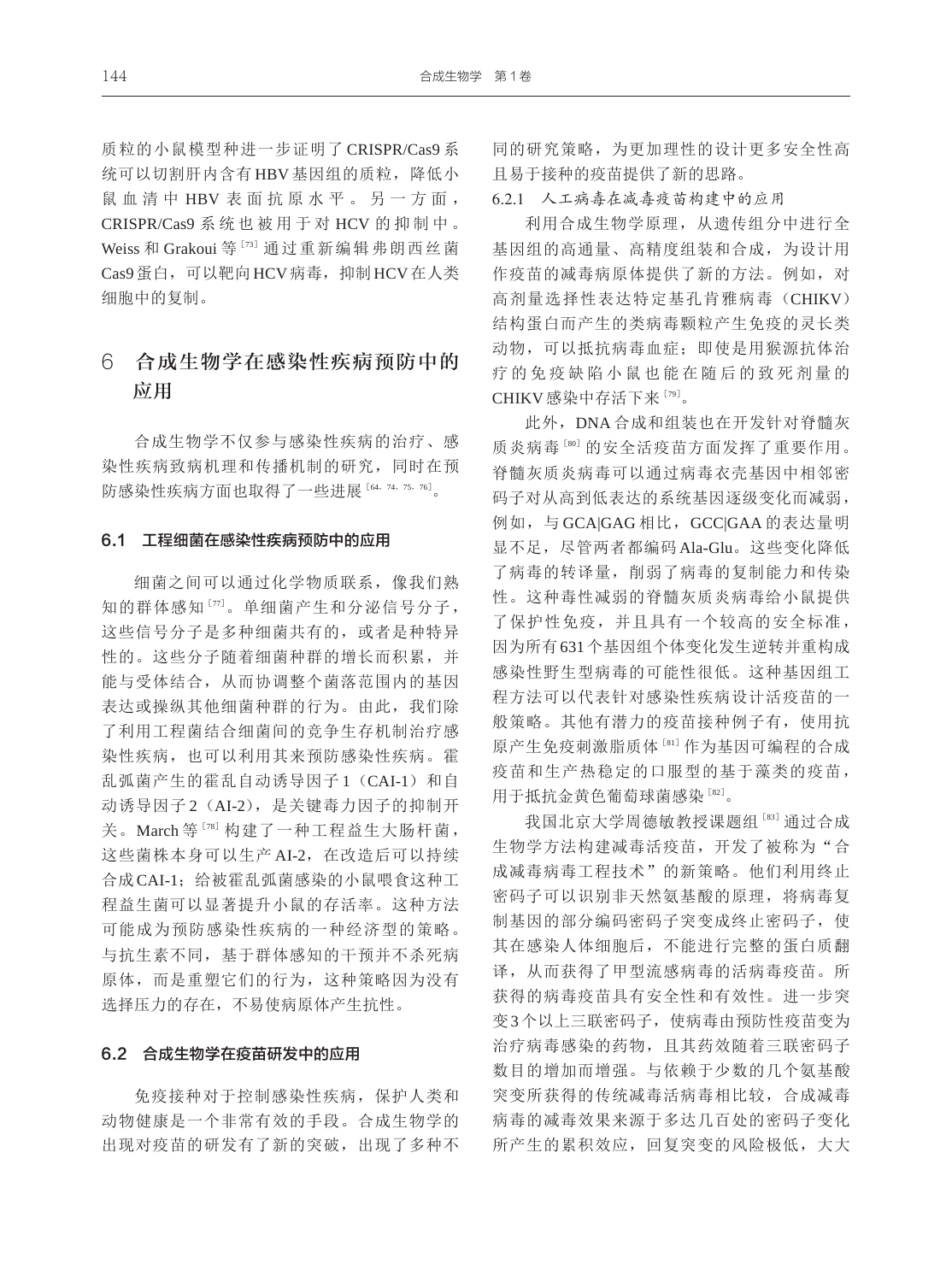质粒的小鼠模型种进一步证明了CRISPR/Cas9系统可以切割肝内含有HBV基因组的质粒，降低小鼠血清中HBV表面抗原水平。另一方面，CRISPR/Cas9系统也被用于对HCV的抑制中。Weiss和Grakoui等[73]通过重新编辑弗朗西丝菌Cas9蛋白，可以靶向HCV病毒，抑制HCV在人类细胞中的复制。

## 6 合成生物学在感染性疾病预防中的应用

合成生物学不仅参与感染性疾病的治疗、感染性疾病致病机理和传播机制的研究，同时在预防感染性疾病方面也取得了一些进展[64, 74, 75, 76]。

### 6.1 工程细菌在感染性疾病预防中的应用

细菌之间可以通过化学物质联系，像我们熟知的群体感知[77]。单细菌产生和分泌信号分子，这些信号分子是多种细菌共有的，或者是种特异性的。这些分子随着细菌种群的增长而积累，并能与受体结合，从而协调整个菌落范围内的基因表达或操纵其他细菌种群的行为。由此，我们除了利用工程菌结合细菌间的竞争生存机制治疗感染性疾病，也可以利用其来预防感染性疾病。霍乱弧菌产生的霍乱自动诱导因子1（CAI-1）和自动诱导因子2（AI-2），是关键毒力因子的抑制开关。March等[78]构建了一种工程益生大肠杆菌，这些菌株本身可以生产AI-2，在改造后可以持续合成CAI-1；给被霍乱弧菌感染的小鼠喂食这种工程益生菌可以显著提升小鼠的存活率。这种方法可能成为预防感染性疾病的一种经济型的策略。与抗生素不同，基于群体感知的干预并不杀死病原体，而是重塑它们的行为，这种策略因为没有选择压力的存在，不易使病原体产生抗性。

### 6.2 合成生物学在疫苗研发中的应用

免疫接种对于控制感染性疾病，保护人类和动物健康是一个非常有效的手段。合成生物学的出现对疫苗的研发有了新的突破，出现了多种不同的研究策略，为更加理性的设计更多安全性高且易于接种的疫苗提供了新的思路。

#### 6.2.1 人工病毒在减毒疫苗构建中的应用

利用合成生物学原理，从遗传组分中进行全基因组的高通量、高精度组装和合成，为设计用作疫苗的减毒病原体提供了新的方法。例如，对高剂量选择性表达特定基孔肯雅病毒（CHIKV）结构蛋白而产生的类病毒颗粒产生免疫的灵长类动物，可以抵抗病毒血症；即使是用猴源抗体治疗的免疫缺陷小鼠也能在随后的致死剂量的CHIKV感染中存活下来[79]。

此外，DNA合成和组装也在开发针对脊髓灰质炎病毒[80]的安全活疫苗方面发挥了重要作用。脊髓灰质炎病毒可以通过病毒衣壳基因中相邻密码子对从高到低表达的系统基因逐级变化而减弱，例如，与GCA|GAG相比，GCC|GAA的表达量明显不足，尽管两者都编码Ala-Glu。这些变化降低了病毒的转译量，削弱了病毒的复制能力和传染性。这种毒性减弱的脊髓灰质炎病毒给小鼠提供了保护性免疫，并且具有一个较高的安全标准，因为所有631个基因组个体变化发生逆转并重构成感染性野生型病毒的可能性很低。这种基因组工程方法可以代表针对感染性疾病设计活疫苗的一般策略。其他有潜力的疫苗接种例子有，使用抗原产生免疫刺激脂质体[81]作为基因可编程的合成疫苗和生产热稳定的口服型的基于藻类的疫苗，用于抵抗金黄色葡萄球菌感染[82]。

我国北京大学周德敏教授课题组[83]通过合成生物学方法构建减毒活疫苗，开发了被称为“合成减毒病毒工程技术”的新策略。他们利用终止密码子可以识别非天然氨基酸的原理，将病毒复制基因的部分编码密码子突变成终止密码子，使其在感染人体细胞后，不能进行完整的蛋白质翻译，从而获得了甲型流感病毒的活病毒疫苗。所获得的病毒疫苗具有安全性和有效性。进一步突变3个以上三联密码子，使病毒由预防性疫苗变为治疗病毒感染的药物，且其药效随着三联密码子数目的增加而增强。与依赖于少数的几个氨基酸突变所获得的传统减毒活病毒相比较，合成减毒病毒的减毒效果来源于多达几百处的密码子变化所产生的累积效应，回复突变的风险极低，大大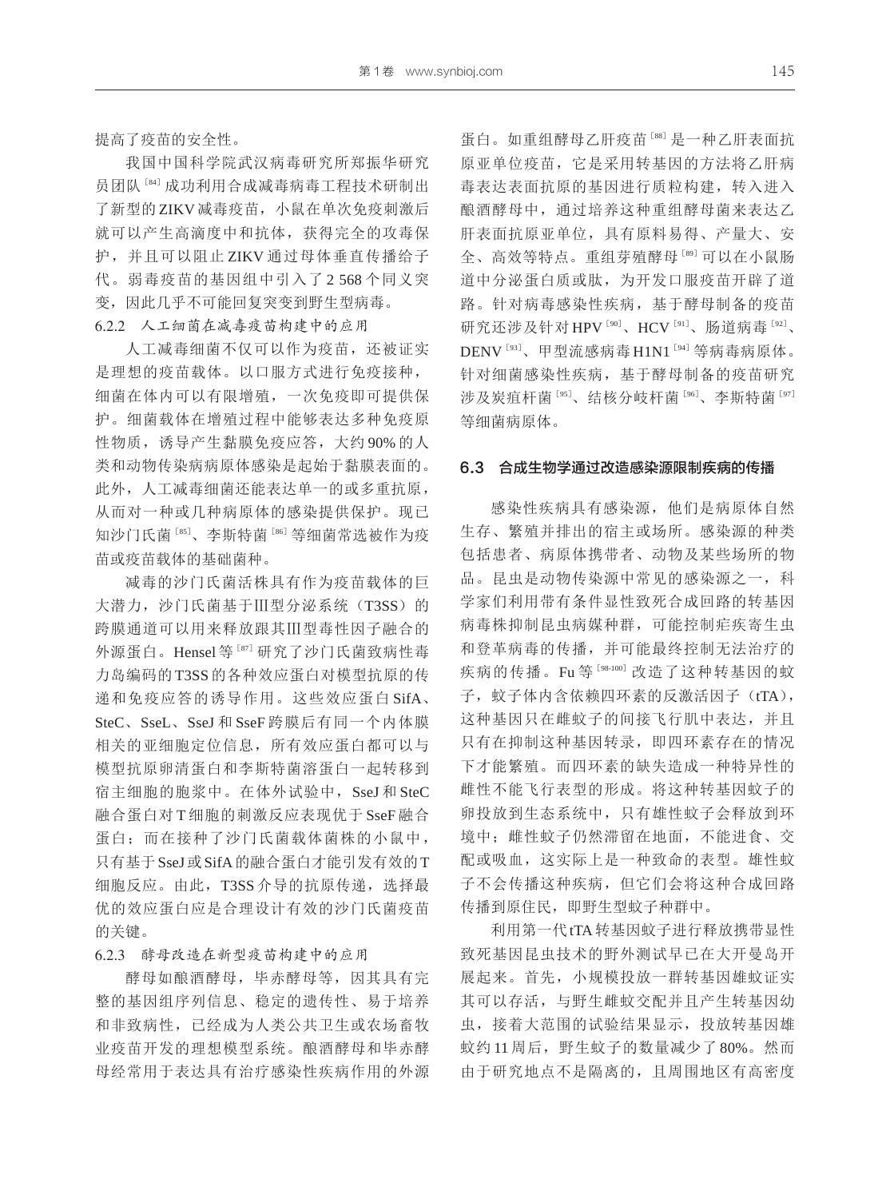提高了疫苗的安全性。

我国中国科学院武汉病毒研究所郑振华研究员团队[84]成功利用合成减毒病毒工程技术研制出了新型的ZIKV减毒疫苗，小鼠在单次免疫刺激后就可以产生高滴度中和抗体，获得完全的攻毒保护，并且可以阻止ZIKV通过母体垂直传播给子代。弱毒疫苗的基因组中引入了2 568个同义突变，因此几乎不可能回复突变到野生型病毒。

#### 6.2.2 人工细菌在减毒疫苗构建中的应用

人工减毒细菌不仅可以作为疫苗，还被证实是理想的疫苗载体。以口服方式进行免疫接种，细菌在体内可以有限增殖，一次免疫即可提供保护。细菌载体在增殖过程中能够表达多种免疫原性物质，诱导产生黏膜免疫应答，大约90%的人类和动物传染病病原体感染是起始于黏膜表面的。此外，人工减毒细菌还能表达单一的或多重抗原，从而对一种或几种病原体的感染提供保护。现已知沙门氏菌[85]、李斯特菌[86]等细菌常选被作为疫苗或疫苗载体的基础菌种。

减毒的沙门氏菌活株具有作为疫苗载体的巨大潜力，沙门氏菌基于Ⅲ型分泌系统（T3SS）的跨膜通道可以用来释放跟其Ⅲ型毒性因子融合的外源蛋白。Hensel等[87]研究了沙门氏菌致病性毒力岛编码的T3SS的各种效应蛋白对模型抗原的传递和免疫应答的诱导作用。这些效应蛋白SifA、SteC、SseL、SseJ和SseF跨膜后有同一个内体膜相关的亚细胞定位信息，所有效应蛋白都可以与模型抗原卵清蛋白和李斯特菌溶蛋白一起转移到宿主细胞的胞浆中。在体外试验中，SseJ和SteC融合蛋白对T细胞的刺激反应表现优于SseF融合蛋白；而在接种了沙门氏菌载体菌株的小鼠中，只有基于SseJ或SifA的融合蛋白才能引发有效的T细胞反应。由此，T3SS介导的抗原传递，选择最优的效应蛋白应是合理设计有效的沙门氏菌疫苗的关键。

#### 6.2.3 酵母改造在新型疫苗构建中的应用

酵母如酿酒酵母，毕赤酵母等，因其具有完整的基因组序列信息、稳定的遗传性、易于培养和非致病性，已经成为人类公共卫生或农场畜牧业疫苗开发的理想模型系统。酿酒酵母和毕赤酵母经常用于表达具有治疗感染性疾病作用的外源蛋白。如重组酵母乙肝疫苗[88]是一种乙肝表面抗原亚单位疫苗，它是采用转基因的方法将乙肝病毒表达表面抗原的基因进行质粒构建，转入进入酿酒酵母中，通过培养这种重组酵母菌来表达乙肝表面抗原亚单位，具有原料易得、产量大、安全、高效等特点。重组芽殖酵母[89]可以在小鼠肠道中分泌蛋白质或肽，为开发口服疫苗开辟了道路。针对病毒感染性疾病，基于酵母制备的疫苗研究还涉及针对HPV[90]、HCV[91]、肠道病毒[92]、DENV[93]、甲型流感病毒H1N1[94]等病毒病原体。针对细菌感染性疾病，基于酵母制备的疫苗研究涉及炭疽杆菌[95]、结核分歧杆菌[96]、李斯特菌[97]等细菌病原体。

### 6.3 合成生物学通过改造感染源限制疾病的传播

感染性疾病具有感染源，他们是病原体自然生存、繁殖并排出的宿主或场所。感染源的种类包括患者、病原体携带者、动物及某些场所的物品。昆虫是动物传染源中常见的感染源之一，科学家们利用带有条件显性致死合成回路的转基因病毒株抑制昆虫病媒种群，可能控制疟疾寄生虫和登革病毒的传播，并可能最终控制无法治疗的疾病的传播。Fu等[98-100]改造了这种转基因的蚊子，蚊子体内含依赖四环素的反激活因子（tTA），这种基因只在雌蚊子的间接飞行肌中表达，并且只有在抑制这种基因转录，即四环素存在的情况下才能繁殖。而四环素的缺失造成一种特异性的雌性不能飞行表型的形成。将这种转基因蚊子的卵投放到生态系统中，只有雄性蚊子会释放到环境中；雌性蚊子仍然滞留在地面，不能进食、交配或吸血，这实际上是一种致命的表型。雄性蚊子不会传播这种疾病，但它们会将这种合成回路传播到原住民，即野生型蚊子种群中。

利用第一代tTA转基因蚊子进行释放携带显性致死基因昆虫技术的野外测试早已在大开曼岛开展起来。首先，小规模投放一群转基因雄蚊证实其可以存活，与野生雌蚊交配并且产生转基因幼虫，接着大范围的试验结果显示，投放转基因雄蚊约11周后，野生蚊子的数量减少了80%。然而由于研究地点不是隔离的，且周围地区有高密度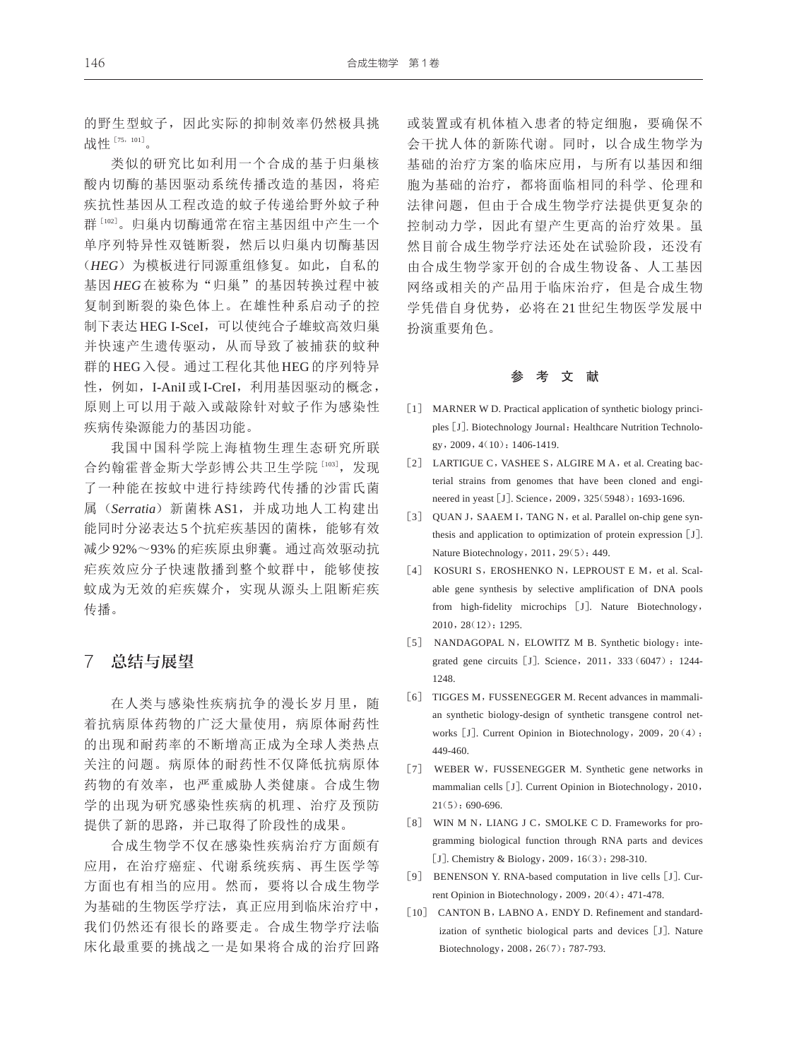的野生型蚊子，因此实际的抑制效率仍然极具挑战性[75, 101]。

类似的研究比如利用一个合成的基于归巢核酸内切酶的基因驱动系统传播改造的基因，将疟疾抗性基因从工程改造的蚊子传递给野外蚊子种群[102]。归巢内切酶通常在宿主基因组中产生一个单序列特异性双链断裂，然后以归巢内切酶基因（*HEG*）为模板进行同源重组修复。如此，自私的基因 *HEG* 在被称为"归巢"的基因转换过程中被复制到断裂的染色体上。在雄性种系启动子的控制下表达 HEG I-SceI，可以使纯合子雄蚊高效归巢并快速产生遗传驱动，从而导致了被捕获的蚊种群的 HEG 入侵。通过工程化其他 HEG 的序列特异性，例如，I-AniI 或 I-CreI，利用基因驱动的概念，原则上可以用于敲入或敲除针对蚊子作为感染性疾病传染源能力的基因功能。

我国中国科学院上海植物生理生态研究所联合约翰霍普金斯大学彭博公共卫生学院[103]，发现了一种能在按蚊中进行持续跨代传播的沙雷氏菌属（*Serratia*）新菌株 AS1，并成功地人工构建出能同时分泌表达 5 个抗疟疾基因的菌株，能够有效减少 92%～93% 的疟疾原虫卵囊。通过高效驱动抗疟疾效应分子快速散播到整个蚊群中，能够使按蚊成为无效的疟疾媒介，实现从源头上阻断疟疾传播。

## 7 总结与展望

在人类与感染性疾病抗争的漫长岁月里，随着抗病原体药物的广泛大量使用，病原体耐药性的出现和耐药率的不断增高正成为全球人类热点关注的问题。病原体的耐药性不仅降低抗病原体药物的有效率，也严重威胁人类健康。合成生物学的出现为研究感染性疾病的机理、治疗及预防提供了新的思路，并已取得了阶段性的成果。

合成生物学不仅在感染性疾病治疗方面颇有应用，在治疗癌症、代谢系统疾病、再生医学等方面也有相当的应用。然而，要将以合成生物学为基础的生物医学疗法，真正应用到临床治疗中，我们仍然还有很长的路要走。合成生物学疗法临床化最重要的挑战之一是如果将合成的治疗回路或装置或有机体植入患者的特定细胞，要确保不会干扰人体的新陈代谢。同时，以合成生物学为基础的治疗方案的临床应用，与所有以基因和细胞为基础的治疗，都将面临相同的科学、伦理和法律问题，但由于合成生物学疗法提供更复杂的控制动力学，因此有望产生更高的治疗效果。虽然目前合成生物学疗法还处在试验阶段，还没有由合成生物学家开创的合成生物设备、人工基因网络或相关的产品用于临床治疗，但是合成生物学凭借自身优势，必将在 21 世纪生物医学发展中扮演重要角色。

## 参 考 文 献

[1] MARNER W D. Practical application of synthetic biology principles [J]. Biotechnology Journal：Healthcare Nutrition Technology，2009，4(10)：1406-1419.

[2] LARTIGUE C，VASHEE S，ALGIRE M A，et al. Creating bacterial strains from genomes that have been cloned and engineered in yeast [J]. Science，2009，325(5948)：1693-1696.

[3] QUAN J，SAAEM I，TANG N，et al. Parallel on-chip gene synthesis and application to optimization of protein expression [J]. Nature Biotechnology，2011，29(5)：449.

[4] KOSURI S，EROSHENKO N，LEPROUST E M，et al. Scalable gene synthesis by selective amplification of DNA pools from high-fidelity microchips [J]. Nature Biotechnology，2010，28(12)：1295.

[5] NANDAGOPAL N，ELOWITZ M B. Synthetic biology：integrated gene circuits [J]. Science，2011，333(6047)：1244-1248.

[6] TIGGES M，FUSSENEGGER M. Recent advances in mammalian synthetic biology-design of synthetic transgene control networks [J]. Current Opinion in Biotechnology，2009，20(4)：449-460.

[7] WEBER W，FUSSENEGGER M. Synthetic gene networks in mammalian cells [J]. Current Opinion in Biotechnology，2010，21(5)：690-696.

[8] WIN M N，LIANG J C，SMOLKE C D. Frameworks for programming biological function through RNA parts and devices [J]. Chemistry & Biology，2009，16(3)：298-310.

[9] BENENSON Y. RNA-based computation in live cells [J]. Current Opinion in Biotechnology，2009，20(4)：471-478.

[10] CANTON B，LABNO A，ENDY D. Refinement and standardization of synthetic biological parts and devices [J]. Nature Biotechnology，2008，26(7)：787-793.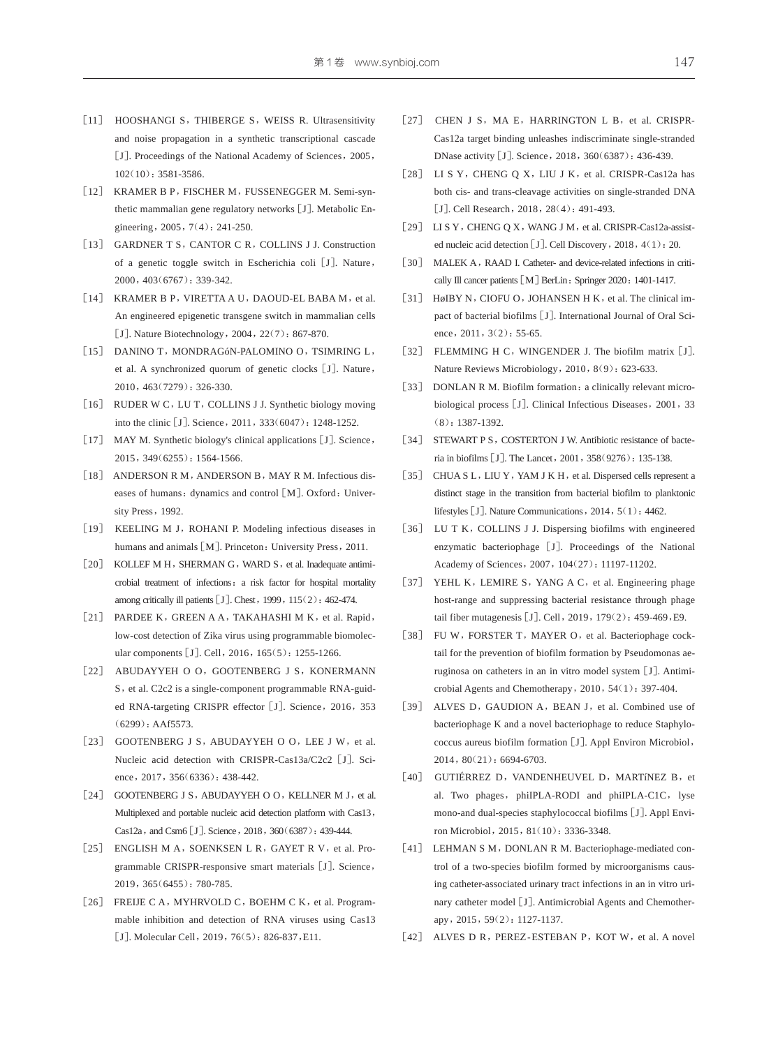[11] HOOSHANGI S，THIBERGE S，WEISS R. Ultrasensitivity and noise propagation in a synthetic transcriptional cascade [J]. Proceedings of the National Academy of Sciences，2005，102(10)：3581-3586.

[12] KRAMER B P，FISCHER M，FUSSENEGGER M. Semi-synthetic mammalian gene regulatory networks [J]. Metabolic Engineering，2005，7(4)：241-250.

[13] GARDNER T S，CANTOR C R，COLLINS J J. Construction of a genetic toggle switch in Escherichia coli [J]. Nature，2000，403(6767)：339-342.

[14] KRAMER B P，VIRETTA A U，DAOUD-EL BABA M，et al. An engineered epigenetic transgene switch in mammalian cells [J]. Nature Biotechnology，2004，22(7)：867-870.

[15] DANINO T，MONDRAGóN-PALOMINO O，TSIMRING L，et al. A synchronized quorum of genetic clocks [J]. Nature，2010，463(7279)：326-330.

[16] RUDER W C，LU T，COLLINS J J. Synthetic biology moving into the clinic [J]. Science，2011，333(6047)：1248-1252.

[17] MAY M. Synthetic biology's clinical applications [J]. Science，2015，349(6255)：1564-1566.

[18] ANDERSON R M，ANDERSON B，MAY R M. Infectious diseases of humans：dynamics and control [M]. Oxford：University Press，1992.

[19] KEELING M J，ROHANI P. Modeling infectious diseases in humans and animals [M]. Princeton：University Press，2011.

[20] KOLLEF M H，SHERMAN G，WARD S，et al. Inadequate antimicrobial treatment of infections：a risk factor for hospital mortality among critically ill patients [J]. Chest，1999，115(2)：462-474.

[21] PARDEE K，GREEN A A，TAKAHASHI M K，et al. Rapid，low-cost detection of Zika virus using programmable biomolecular components [J]. Cell，2016，165(5)：1255-1266.

[22] ABUDAYYEH O O，GOOTENBERG J S，KONERMANN S，et al. C2c2 is a single-component programmable RNA-guided RNA-targeting CRISPR effector [J]. Science，2016，353(6299)：AAf5573.

[23] GOOTENBERG J S，ABUDAYYEH O O，LEE J W，et al. Nucleic acid detection with CRISPR-Cas13a/C2c2 [J]. Science，2017，356(6336)：438-442.

[24] GOOTENBERG J S，ABUDAYYEH O O，KELLNER M J，et al. Multiplexed and portable nucleic acid detection platform with Cas13，Cas12a，and Csm6 [J]. Science，2018，360(6387)：439-444.

[25] ENGLISH M A，SOENKSEN L R，GAYET R V，et al. Programmable CRISPR-responsive smart materials [J]. Science，2019，365(6455)：780-785.

[26] FREIJE C A，MYHRVOLD C，BOEHM C K，et al. Programmable inhibition and detection of RNA viruses using Cas13 [J]. Molecular Cell，2019，76(5)：826-837，E11.

[27] CHEN J S，MA E，HARRINGTON L B，et al. CRISPR-Cas12a target binding unleashes indiscriminate single-stranded DNase activity [J]. Science，2018，360(6387)：436-439.

[28] LI S Y，CHENG Q X，LIU J K，et al. CRISPR-Cas12a has both cis- and trans-cleavage activities on single-stranded DNA [J]. Cell Research，2018，28(4)：491-493.

[29] LI S Y，CHENG Q X，WANG J M，et al. CRISPR-Cas12a-assisted nucleic acid detection [J]. Cell Discovery，2018，4(1)：20.

[30] MALEK A，RAAD I. Catheter- and device-related infections in critically Ill cancer patients [M] BerLin：Springer 2020：1401-1417.

[31] HøIBY N，CIOFU O，JOHANSEN H K，et al. The clinical impact of bacterial biofilms [J]. International Journal of Oral Science，2011，3(2)：55-65.

[32] FLEMMING H C，WINGENDER J. The biofilm matrix [J]. Nature Reviews Microbiology，2010，8(9)：623-633.

[33] DONLAN R M. Biofilm formation：a clinically relevant microbiological process [J]. Clinical Infectious Diseases，2001，33(8)：1387-1392.

[34] STEWART P S，COSTERTON J W. Antibiotic resistance of bacteria in biofilms [J]. The Lancet，2001，358(9276)：135-138.

[35] CHUA S L，LIU Y，YAM J K H，et al. Dispersed cells represent a distinct stage in the transition from bacterial biofilm to planktonic lifestyles [J]. Nature Communications，2014，5(1)：4462.

[36] LU T K，COLLINS J J. Dispersing biofilms with engineered enzymatic bacteriophage [J]. Proceedings of the National Academy of Sciences，2007，104(27)：11197-11202.

[37] YEHL K，LEMIRE S，YANG A C，et al. Engineering phage host-range and suppressing bacterial resistance through phage tail fiber mutagenesis [J]. Cell，2019，179(2)：459-469，E9.

[38] FU W，FORSTER T，MAYER O，et al. Bacteriophage cocktail for the prevention of biofilm formation by Pseudomonas aeruginosa on catheters in an in vitro model system [J]. Antimicrobial Agents and Chemotherapy，2010，54(1)：397-404.

[39] ALVES D，GAUDION A，BEAN J，et al. Combined use of bacteriophage K and a novel bacteriophage to reduce Staphylococcus aureus biofilm formation [J]. Appl Environ Microbiol，2014，80(21)：6694-6703.

[40] GUTIÉRREZ D，VANDENHEUVEL D，MARTíNEZ B，et al. Two phages，phiIPLA-RODI and phiIPLA-C1C，lyse mono-and dual-species staphylococcal biofilms [J]. Appl Environ Microbiol，2015，81(10)：3336-3348.

[41] LEHMAN S M，DONLAN R M. Bacteriophage-mediated control of a two-species biofilm formed by microorganisms causing catheter-associated urinary tract infections in an in vitro urinary catheter model [J]. Antimicrobial Agents and Chemotherapy，2015，59(2)：1127-1137.

[42] ALVES D R，PEREZ-ESTEBAN P，KOT W，et al. A novel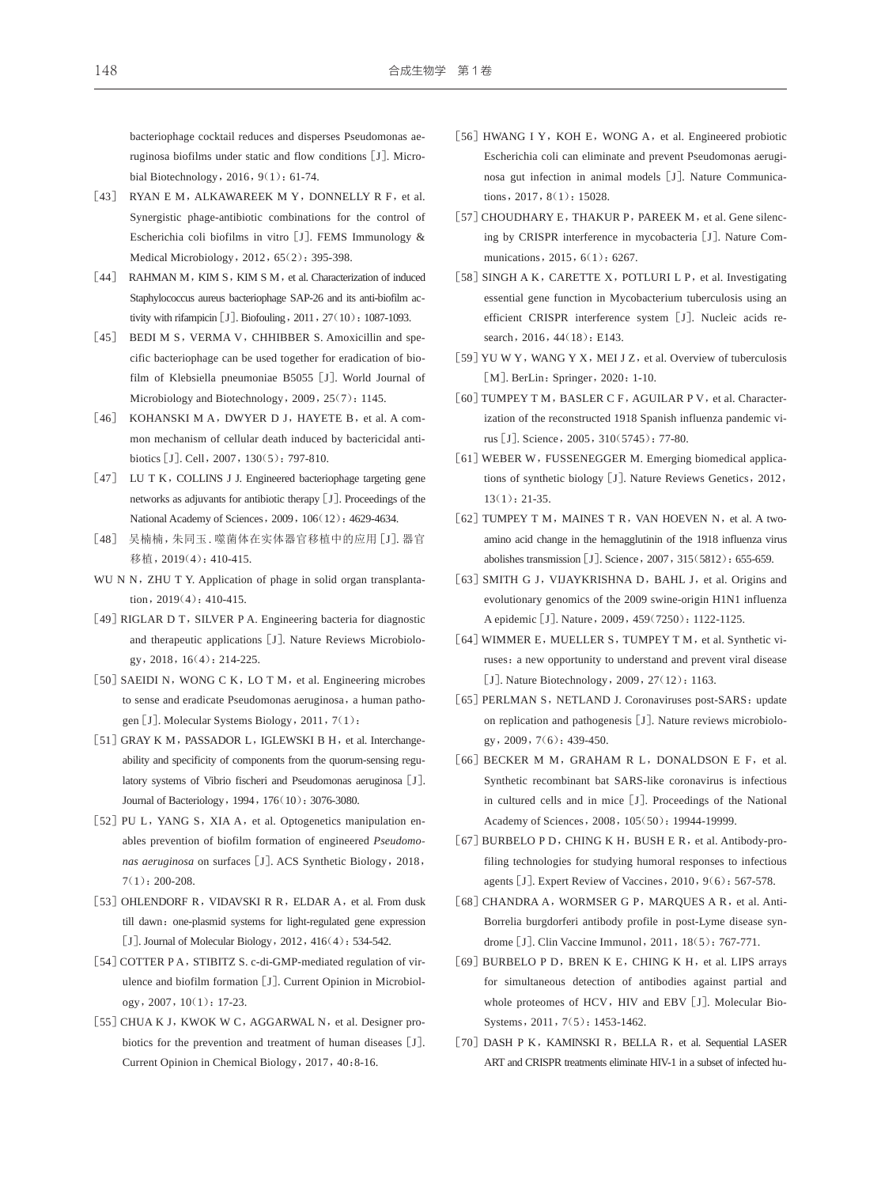bacteriophage cocktail reduces and disperses Pseudomonas aeruginosa biofilms under static and flow conditions［J］. Microbial Biotechnology，2016，9(1)：61-74.

［43］ RYAN E M，ALKAWAREEK M Y，DONNELLY R F，et al. Synergistic phage-antibiotic combinations for the control of Escherichia coli biofilms in vitro［J］. FEMS Immunology & Medical Microbiology，2012，65(2)：395-398.

［44］ RAHMAN M，KIM S，KIM S M，et al. Characterization of induced Staphylococcus aureus bacteriophage SAP-26 and its anti-biofilm activity with rifampicin［J］. Biofouling，2011，27(10)：1087-1093.

［45］ BEDI M S，VERMA V，CHHIBBER S. Amoxicillin and specific bacteriophage can be used together for eradication of biofilm of Klebsiella pneumoniae B5055［J］. World Journal of Microbiology and Biotechnology，2009，25(7)：1145.

［46］ KOHANSKI M A，DWYER D J，HAYETE B，et al. A common mechanism of cellular death induced by bactericidal antibiotics［J］. Cell，2007，130(5)：797-810.

［47］ LU T K，COLLINS J J. Engineered bacteriophage targeting gene networks as adjuvants for antibiotic therapy［J］. Proceedings of the National Academy of Sciences，2009，106(12)：4629-4634.

［48］ 吴楠楠，朱同玉. 噬菌体在实体器官移植中的应用［J］. 器官移植，2019(4)：410-415.

WU N N，ZHU T Y. Application of phage in solid organ transplantation，2019(4)：410-415.

［49］RIGLAR D T，SILVER P A. Engineering bacteria for diagnostic and therapeutic applications［J］. Nature Reviews Microbiology，2018，16(4)：214-225.

［50］SAEIDI N，WONG C K，LO T M，et al. Engineering microbes to sense and eradicate Pseudomonas aeruginosa，a human pathogen［J］. Molecular Systems Biology，2011，7(1)：

［51］GRAY K M，PASSADOR L，IGLEWSKI B H，et al. Interchangeability and specificity of components from the quorum-sensing regulatory systems of Vibrio fischeri and Pseudomonas aeruginosa［J］. Journal of Bacteriology，1994，176(10)：3076-3080.

［52］PU L，YANG S，XIA A，et al. Optogenetics manipulation enables prevention of biofilm formation of engineered *Pseudomonas aeruginosa* on surfaces［J］. ACS Synthetic Biology，2018，7(1)：200-208.

［53］OHLENDORF R，VIDAVSKI R R，ELDAR A，et al. From dusk till dawn：one-plasmid systems for light-regulated gene expression［J］. Journal of Molecular Biology，2012，416(4)：534-542.

［54］COTTER P A，STIBITZ S. c-di-GMP-mediated regulation of virulence and biofilm formation［J］. Current Opinion in Microbiology，2007，10(1)：17-23.

［55］CHUA K J，KWOK W C，AGGARWAL N，et al. Designer probiotics for the prevention and treatment of human diseases［J］. Current Opinion in Chemical Biology，2017，40:8-16.

［56］HWANG I Y，KOH E，WONG A，et al. Engineered probiotic Escherichia coli can eliminate and prevent Pseudomonas aeruginosa gut infection in animal models［J］. Nature Communications，2017，8(1)：15028.

［57］CHOUDHARY E，THAKUR P，PAREEK M，et al. Gene silencing by CRISPR interference in mycobacteria［J］. Nature Communications，2015，6(1)：6267.

［58］SINGH A K，CARETTE X，POTLURI L P，et al. Investigating essential gene function in Mycobacterium tuberculosis using an efficient CRISPR interference system［J］. Nucleic acids research，2016，44(18)：E143.

［59］YU W Y，WANG Y X，MEI J Z，et al. Overview of tuberculosis［M］. BerLin：Springer，2020：1-10.

［60］TUMPEY T M，BASLER C F，AGUILAR P V，et al. Characterization of the reconstructed 1918 Spanish influenza pandemic virus［J］. Science，2005，310(5745)：77-80.

［61］WEBER W，FUSSENEGGER M. Emerging biomedical applications of synthetic biology［J］. Nature Reviews Genetics，2012，13(1)：21-35.

［62］TUMPEY T M，MAINES T R，VAN HOEVEN N，et al. A two-amino acid change in the hemagglutinin of the 1918 influenza virus abolishes transmission［J］. Science，2007，315(5812)：655-659.

［63］SMITH G J，VIJAYKRISHNA D，BAHL J，et al. Origins and evolutionary genomics of the 2009 swine-origin H1N1 influenza A epidemic［J］. Nature，2009，459(7250)：1122-1125.

［64］WIMMER E，MUELLER S，TUMPEY T M，et al. Synthetic viruses：a new opportunity to understand and prevent viral disease［J］. Nature Biotechnology，2009，27(12)：1163.

［65］PERLMAN S，NETLAND J. Coronaviruses post-SARS：update on replication and pathogenesis［J］. Nature reviews microbiology，2009，7(6)：439-450.

［66］BECKER M M，GRAHAM R L，DONALDSON E F，et al. Synthetic recombinant bat SARS-like coronavirus is infectious in cultured cells and in mice［J］. Proceedings of the National Academy of Sciences，2008，105(50)：19944-19999.

［67］BURBELO P D，CHING K H，BUSH E R，et al. Antibody-profiling technologies for studying humoral responses to infectious agents［J］. Expert Review of Vaccines，2010，9(6)：567-578.

［68］CHANDRA A，WORMSER G P，MARQUES A R，et al. Anti-Borrelia burgdorferi antibody profile in post-Lyme disease syndrome［J］. Clin Vaccine Immunol，2011，18(5)：767-771.

［69］BURBELO P D，BREN K E，CHING K H，et al. LIPS arrays for simultaneous detection of antibodies against partial and whole proteomes of HCV，HIV and EBV［J］. Molecular BioSystems，2011，7(5)：1453-1462.

［70］DASH P K，KAMINSKI R，BELLA R，et al. Sequential LASER ART and CRISPR treatments eliminate HIV-1 in a subset of infected hu-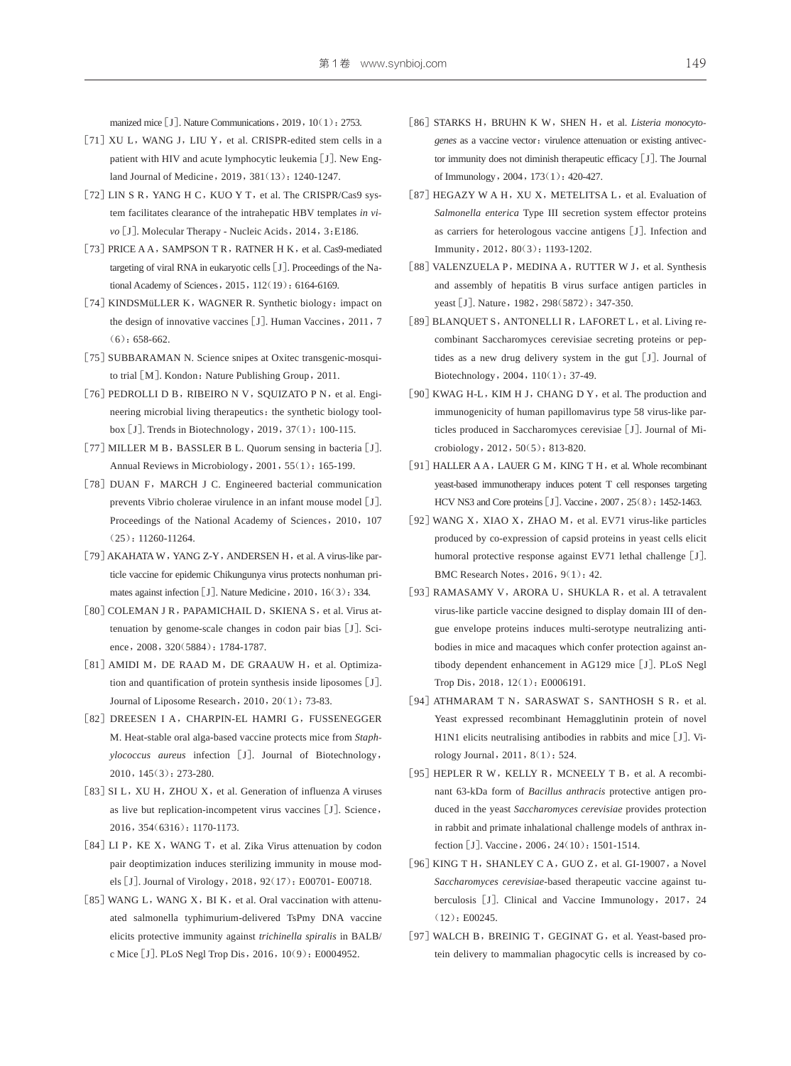manized mice［J］. Nature Communications，2019，10（1）：2753.

［71］XU L，WANG J，LIU Y，et al. CRISPR-edited stem cells in a patient with HIV and acute lymphocytic leukemia［J］. New England Journal of Medicine，2019，381（13）：1240-1247.

［72］LIN S R，YANG H C，KUO Y T，et al. The CRISPR/Cas9 system facilitates clearance of the intrahepatic HBV templates *in vivo*［J］. Molecular Therapy - Nucleic Acids，2014，3：E186.

［73］PRICE A A，SAMPSON T R，RATNER H K，et al. Cas9-mediated targeting of viral RNA in eukaryotic cells［J］. Proceedings of the National Academy of Sciences，2015，112（19）：6164-6169.

［74］KINDSMüLLER K，WAGNER R. Synthetic biology：impact on the design of innovative vaccines［J］. Human Vaccines，2011，7（6）：658-662.

［75］SUBBARAMAN N. Science snipes at Oxitec transgenic-mosquito trial［M］. Kondon：Nature Publishing Group，2011.

［76］PEDROLLI D B，RIBEIRO N V，SQUIZATO P N，et al. Engineering microbial living therapeutics：the synthetic biology toolbox［J］. Trends in Biotechnology，2019，37（1）：100-115.

［77］MILLER M B，BASSLER B L. Quorum sensing in bacteria［J］. Annual Reviews in Microbiology，2001，55（1）：165-199.

［78］DUAN F，MARCH J C. Engineered bacterial communication prevents Vibrio cholerae virulence in an infant mouse model［J］. Proceedings of the National Academy of Sciences，2010，107（25）：11260-11264.

［79］AKAHATA W，YANG Z-Y，ANDERSEN H，et al. A virus-like particle vaccine for epidemic Chikungunya virus protects nonhuman primates against infection［J］. Nature Medicine，2010，16（3）：334.

［80］COLEMAN J R，PAPAMICHAIL D，SKIENA S，et al. Virus attenuation by genome-scale changes in codon pair bias［J］. Science，2008，320（5884）：1784-1787.

［81］AMIDI M，DE RAAD M，DE GRAAUW H，et al. Optimization and quantification of protein synthesis inside liposomes［J］. Journal of Liposome Research，2010，20（1）：73-83.

［82］DREESEN I A，CHARPIN-EL HAMRI G，FUSSENEGGER M. Heat-stable oral alga-based vaccine protects mice from *Staphylococcus aureus* infection［J］. Journal of Biotechnology，2010，145（3）：273-280.

［83］SI L，XU H，ZHOU X，et al. Generation of influenza A viruses as live but replication-incompetent virus vaccines［J］. Science，2016，354（6316）：1170-1173.

［84］LI P，KE X，WANG T，et al. Zika Virus attenuation by codon pair deoptimization induces sterilizing immunity in mouse models［J］. Journal of Virology，2018，92（17）：E00701- E00718.

［85］WANG L，WANG X，BI K，et al. Oral vaccination with attenuated salmonella typhimurium-delivered TsPmy DNA vaccine elicits protective immunity against *trichinella spiralis* in BALB/c Mice［J］. PLoS Negl Trop Dis，2016，10（9）：E0004952.

［86］STARKS H，BRUHN K W，SHEN H，et al. *Listeria monocytogenes* as a vaccine vector：virulence attenuation or existing antivector immunity does not diminish therapeutic efficacy［J］. The Journal of Immunology，2004，173（1）：420-427.

［87］HEGAZY W A H，XU X，METELITSA L，et al. Evaluation of *Salmonella enterica* Type III secretion system effector proteins as carriers for heterologous vaccine antigens［J］. Infection and Immunity，2012，80（3）：1193-1202.

［88］VALENZUELA P，MEDINA A，RUTTER W J，et al. Synthesis and assembly of hepatitis B virus surface antigen particles in yeast［J］. Nature，1982，298（5872）：347-350.

［89］BLANQUET S，ANTONELLI R，LAFORET L，et al. Living recombinant Saccharomyces cerevisiae secreting proteins or peptides as a new drug delivery system in the gut［J］. Journal of Biotechnology，2004，110（1）：37-49.

［90］KWAG H-L，KIM H J，CHANG D Y，et al. The production and immunogenicity of human papillomavirus type 58 virus-like particles produced in Saccharomyces cerevisiae［J］. Journal of Microbiology，2012，50（5）：813-820.

［91］HALLER A A，LAUER G M，KING T H，et al. Whole recombinant yeast-based immunotherapy induces potent T cell responses targeting HCV NS3 and Core proteins［J］. Vaccine，2007，25（8）：1452-1463.

［92］WANG X，XIAO X，ZHAO M，et al. EV71 virus-like particles produced by co-expression of capsid proteins in yeast cells elicit humoral protective response against EV71 lethal challenge［J］. BMC Research Notes，2016，9（1）：42.

［93］RAMASAMY V，ARORA U，SHUKLA R，et al. A tetravalent virus-like particle vaccine designed to display domain III of dengue envelope proteins induces multi-serotype neutralizing antibodies in mice and macaques which confer protection against antibody dependent enhancement in AG129 mice［J］. PLoS Negl Trop Dis，2018，12（1）：E0006191.

［94］ATHMARAM T N，SARASWAT S，SANTHOSH S R，et al. Yeast expressed recombinant Hemagglutinin protein of novel H1N1 elicits neutralising antibodies in rabbits and mice［J］. Virology Journal，2011，8（1）：524.

［95］HEPLER R W，KELLY R，MCNEELY T B，et al. A recombinant 63-kDa form of *Bacillus anthracis* protective antigen produced in the yeast *Saccharomyces cerevisiae* provides protection in rabbit and primate inhalational challenge models of anthrax infection［J］. Vaccine，2006，24（10）：1501-1514.

［96］KING T H，SHANLEY C A，GUO Z，et al. GI-19007，a Novel *Saccharomyces cerevisiae*-based therapeutic vaccine against tuberculosis［J］. Clinical and Vaccine Immunology，2017，24（12）：E00245.

［97］WALCH B，BREINIG T，GEGINAT G，et al. Yeast-based protein delivery to mammalian phagocytic cells is increased by co-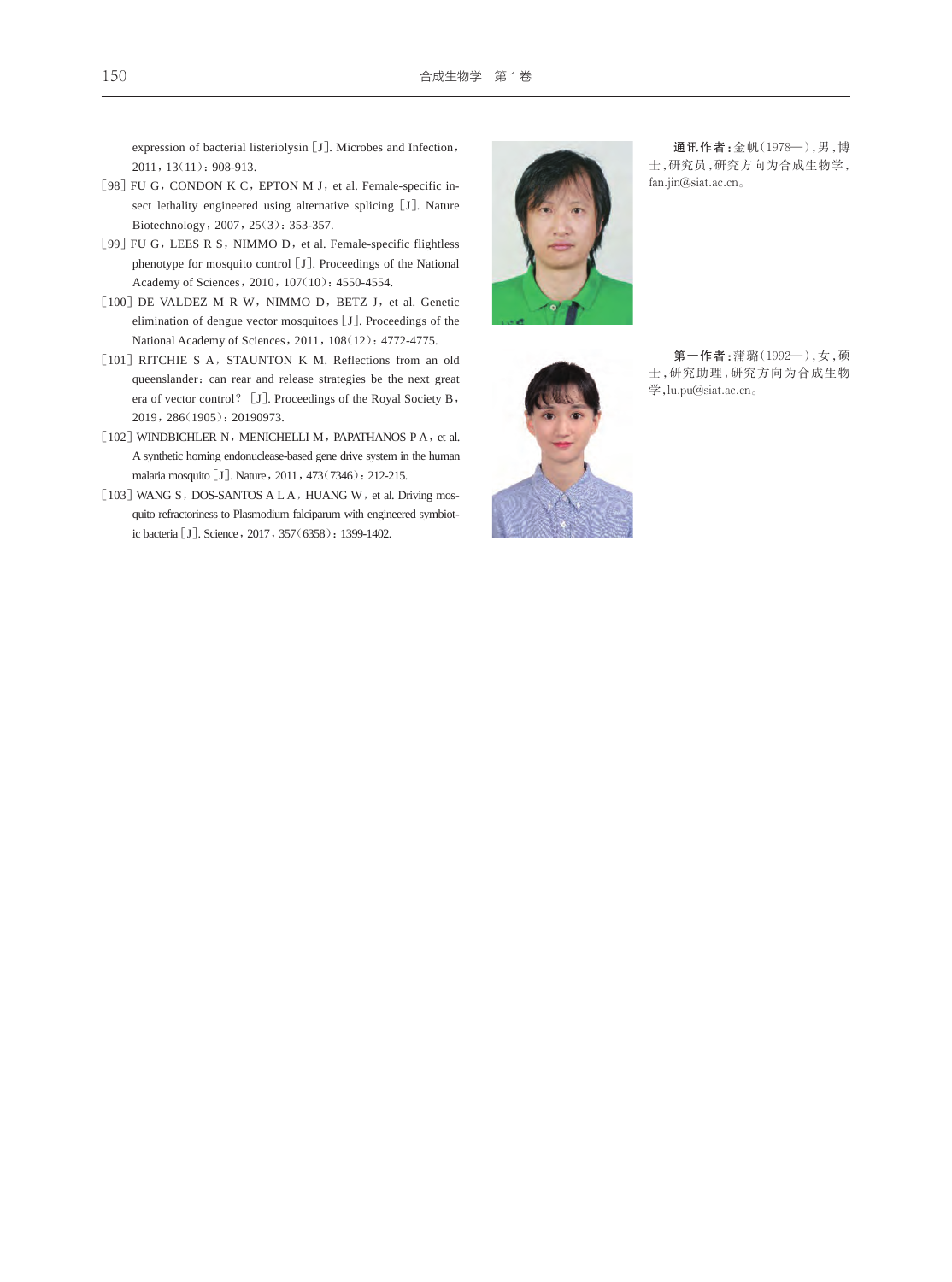expression of bacterial listeriolysin [J]. Microbes and Infection, 2011, 13(11): 908-913.

[98] FU G, CONDON K C, EPTON M J, et al. Female-specific insect lethality engineered using alternative splicing [J]. Nature Biotechnology, 2007, 25(3): 353-357.

[99] FU G, LEES R S, NIMMO D, et al. Female-specific flightless phenotype for mosquito control [J]. Proceedings of the National Academy of Sciences, 2010, 107(10): 4550-4554.

[100] DE VALDEZ M R W, NIMMO D, BETZ J, et al. Genetic elimination of dengue vector mosquitoes [J]. Proceedings of the National Academy of Sciences, 2011, 108(12): 4772-4775.

[101] RITCHIE S A, STAUNTON K M. Reflections from an old queenslander: can rear and release strategies be the next great era of vector control? [J]. Proceedings of the Royal Society B, 2019, 286(1905): 20190973.

[102] WINDBICHLER N, MENICHELLI M, PAPATHANOS P A, et al. A synthetic homing endonuclease-based gene drive system in the human malaria mosquito [J]. Nature, 2011, 473(7346): 212-215.

[103] WANG S, DOS-SANTOS A L A, HUANG W, et al. Driving mosquito refractoriness to Plasmodium falciparum with engineered symbiotic bacteria [J]. Science, 2017, 357(6358): 1399-1402.

**通讯作者**：金帆(1978—),男,博士,研究员,研究方向为合成生物学,fan.jin@siat.ac.cn。

**第一作者**：蒲璐(1992—),女,硕士,研究助理,研究方向为合成生物学,lu.pu@siat.ac.cn。